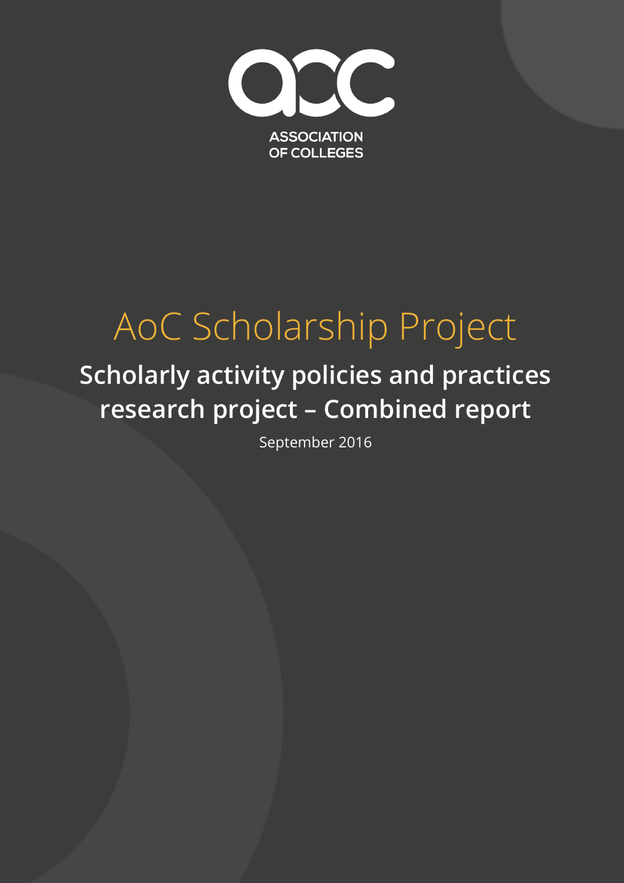ASSOCIATION OF COLLEGES

# AoC Scholarship Project

## Scholarly activity policies and practices research project – Combined report

September 2016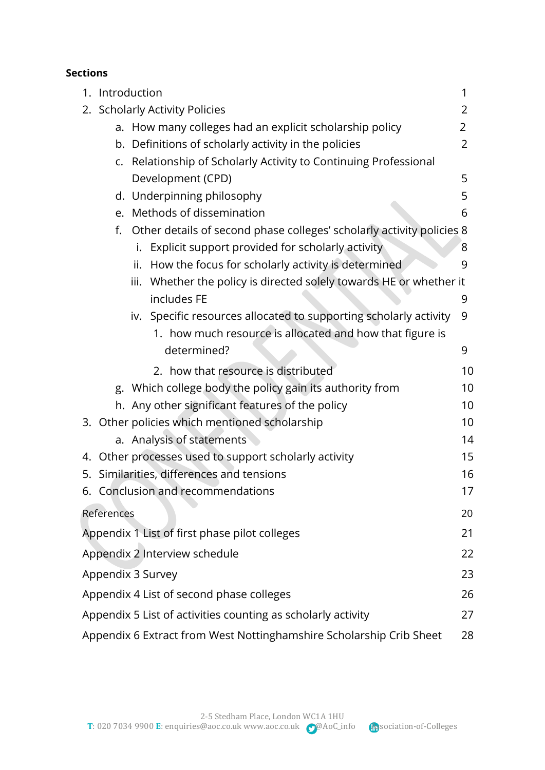**Sections**

1. Introduction 1
2. Scholarly Activity Policies 2
    a. How many colleges had an explicit scholarship policy 2
    b. Definitions of scholarly activity in the policies 2
    c. Relationship of Scholarly Activity to Continuing Professional Development (CPD) 5
    d. Underpinning philosophy 5
    e. Methods of dissemination 6
    f. Other details of second phase colleges' scholarly activity policies 8
        i. Explicit support provided for scholarly activity 8
        ii. How the focus for scholarly activity is determined 9
        iii. Whether the policy is directed solely towards HE or whether it includes FE 9
        iv. Specific resources allocated to supporting scholarly activity 9
            1. how much resource is allocated and how that figure is determined? 9
            2. how that resource is distributed 10
    g. Which college body the policy gain its authority from 10
    h. Any other significant features of the policy 10
3. Other policies which mentioned scholarship 10
    a. Analysis of statements 14
4. Other processes used to support scholarly activity 15
5. Similarities, differences and tensions 16
6. Conclusion and recommendations 17

References 20

Appendix 1 List of first phase pilot colleges 21

Appendix 2 Interview schedule 22

Appendix 3 Survey 23

Appendix 4 List of second phase colleges 26

Appendix 5 List of activities counting as scholarly activity 27

Appendix 6 Extract from West Nottinghamshire Scholarship Crib Sheet 28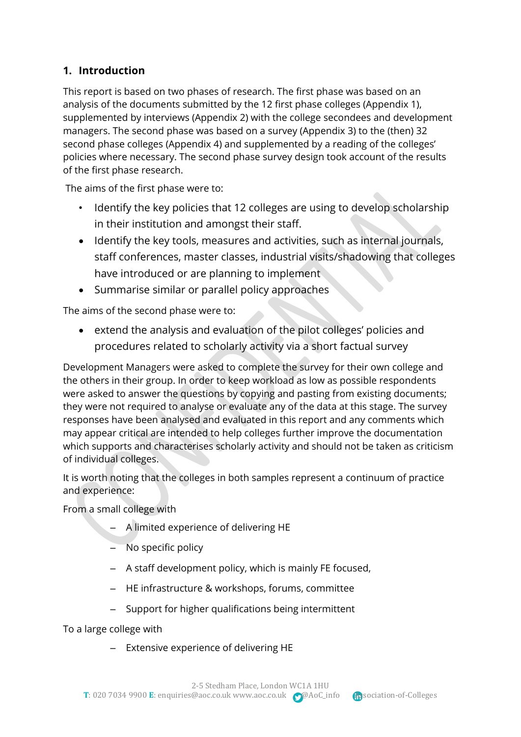## 1. Introduction

This report is based on two phases of research. The first phase was based on an analysis of the documents submitted by the 12 first phase colleges (Appendix 1), supplemented by interviews (Appendix 2) with the college secondees and development managers. The second phase was based on a survey (Appendix 3) to the (then) 32 second phase colleges (Appendix 4) and supplemented by a reading of the colleges' policies where necessary. The second phase survey design took account of the results of the first phase research.

The aims of the first phase were to:

- Identify the key policies that 12 colleges are using to develop scholarship in their institution and amongst their staff.
- Identify the key tools, measures and activities, such as internal journals, staff conferences, master classes, industrial visits/shadowing that colleges have introduced or are planning to implement
- Summarise similar or parallel policy approaches

The aims of the second phase were to:

- extend the analysis and evaluation of the pilot colleges' policies and procedures related to scholarly activity via a short factual survey

Development Managers were asked to complete the survey for their own college and the others in their group. In order to keep workload as low as possible respondents were asked to answer the questions by copying and pasting from existing documents; they were not required to analyse or evaluate any of the data at this stage. The survey responses have been analysed and evaluated in this report and any comments which may appear critical are intended to help colleges further improve the documentation which supports and characterises scholarly activity and should not be taken as criticism of individual colleges.

It is worth noting that the colleges in both samples represent a continuum of practice and experience:

From a small college with

- A limited experience of delivering HE
- No specific policy
- A staff development policy, which is mainly FE focused,
- HE infrastructure & workshops, forums, committee
- Support for higher qualifications being intermittent

To a large college with

- Extensive experience of delivering HE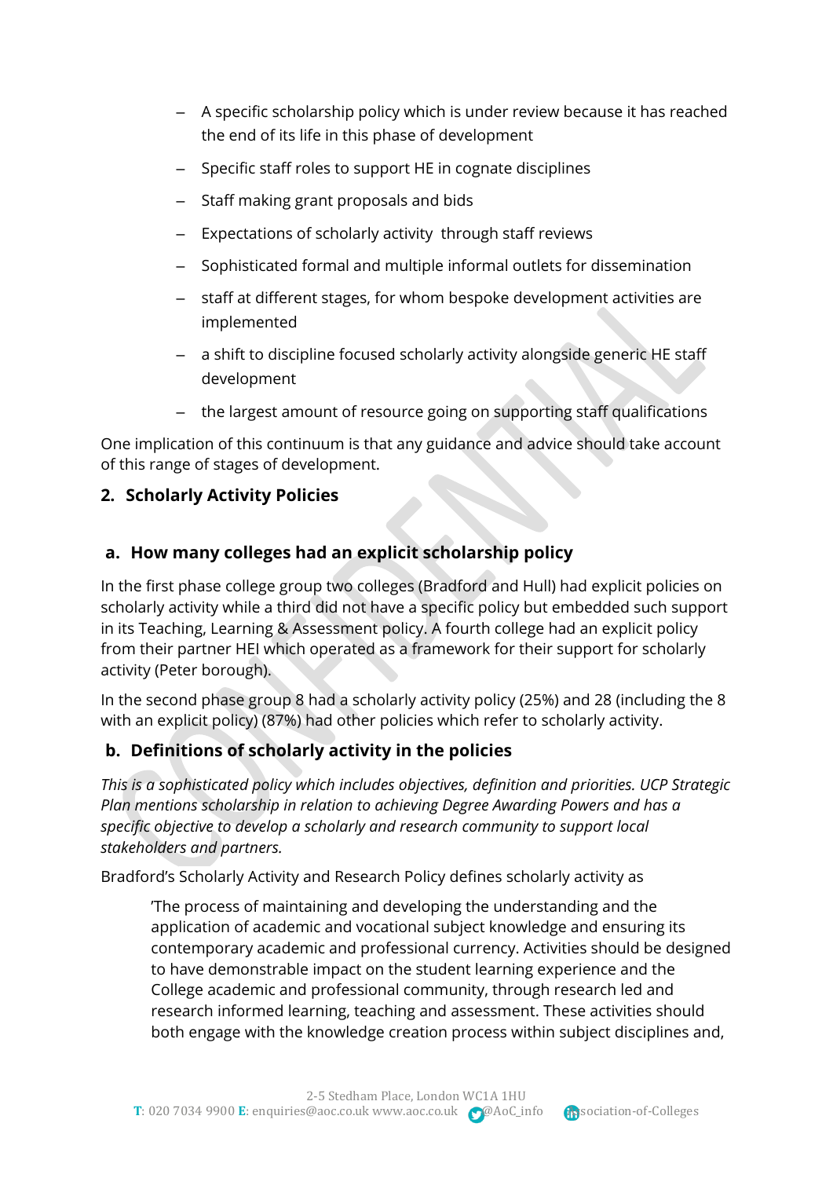- A specific scholarship policy which is under review because it has reached the end of its life in this phase of development
- Specific staff roles to support HE in cognate disciplines
- Staff making grant proposals and bids
- Expectations of scholarly activity through staff reviews
- Sophisticated formal and multiple informal outlets for dissemination
- staff at different stages, for whom bespoke development activities are implemented
- a shift to discipline focused scholarly activity alongside generic HE staff development
- the largest amount of resource going on supporting staff qualifications

One implication of this continuum is that any guidance and advice should take account of this range of stages of development.

## 2. Scholarly Activity Policies

### a. How many colleges had an explicit scholarship policy

In the first phase college group two colleges (Bradford and Hull) had explicit policies on scholarly activity while a third did not have a specific policy but embedded such support in its Teaching, Learning & Assessment policy. A fourth college had an explicit policy from their partner HEI which operated as a framework for their support for scholarly activity (Peter borough).

In the second phase group 8 had a scholarly activity policy (25%) and 28 (including the 8 with an explicit policy) (87%) had other policies which refer to scholarly activity.

### b. Definitions of scholarly activity in the policies

*This is a sophisticated policy which includes objectives, definition and priorities. UCP Strategic Plan mentions scholarship in relation to achieving Degree Awarding Powers and has a specific objective to develop a scholarly and research community to support local stakeholders and partners.*

Bradford's Scholarly Activity and Research Policy defines scholarly activity as

> 'The process of maintaining and developing the understanding and the application of academic and vocational subject knowledge and ensuring its contemporary academic and professional currency. Activities should be designed to have demonstrable impact on the student learning experience and the College academic and professional community, through research led and research informed learning, teaching and assessment. These activities should both engage with the knowledge creation process within subject disciplines and,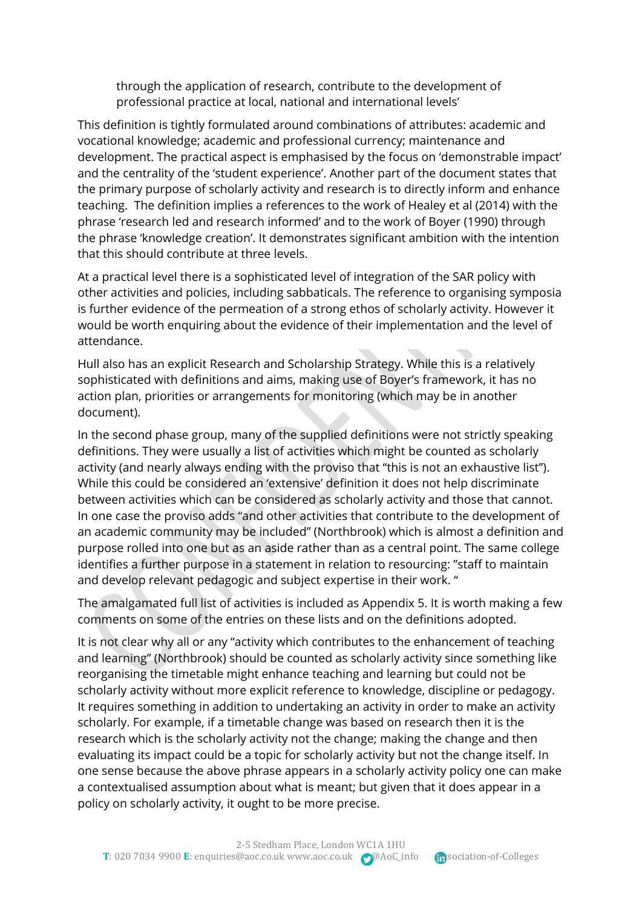through the application of research, contribute to the development of professional practice at local, national and international levels'

This definition is tightly formulated around combinations of attributes: academic and vocational knowledge; academic and professional currency; maintenance and development. The practical aspect is emphasised by the focus on 'demonstrable impact' and the centrality of the 'student experience'. Another part of the document states that the primary purpose of scholarly activity and research is to directly inform and enhance teaching.  The definition implies a references to the work of Healey et al (2014) with the phrase 'research led and research informed' and to the work of Boyer (1990) through the phrase 'knowledge creation'. It demonstrates significant ambition with the intention that this should contribute at three levels.

At a practical level there is a sophisticated level of integration of the SAR policy with other activities and policies, including sabbaticals. The reference to organising symposia is further evidence of the permeation of a strong ethos of scholarly activity. However it would be worth enquiring about the evidence of their implementation and the level of attendance.

Hull also has an explicit Research and Scholarship Strategy. While this is a relatively sophisticated with definitions and aims, making use of Boyer's framework, it has no action plan, priorities or arrangements for monitoring (which may be in another document).

In the second phase group, many of the supplied definitions were not strictly speaking definitions. They were usually a list of activities which might be counted as scholarly activity (and nearly always ending with the proviso that "this is not an exhaustive list"). While this could be considered an 'extensive' definition it does not help discriminate between activities which can be considered as scholarly activity and those that cannot. In one case the proviso adds "and other activities that contribute to the development of an academic community may be included" (Northbrook) which is almost a definition and purpose rolled into one but as an aside rather than as a central point. The same college identifies a further purpose in a statement in relation to resourcing: "staff to maintain and develop relevant pedagogic and subject expertise in their work. "

The amalgamated full list of activities is included as Appendix 5. It is worth making a few comments on some of the entries on these lists and on the definitions adopted.

It is not clear why all or any "activity which contributes to the enhancement of teaching and learning" (Northbrook) should be counted as scholarly activity since something like reorganising the timetable might enhance teaching and learning but could not be scholarly activity without more explicit reference to knowledge, discipline or pedagogy. It requires something in addition to undertaking an activity in order to make an activity scholarly. For example, if a timetable change was based on research then it is the research which is the scholarly activity not the change; making the change and then evaluating its impact could be a topic for scholarly activity but not the change itself. In one sense because the above phrase appears in a scholarly activity policy one can make a contextualised assumption about what is meant; but given that it does appear in a policy on scholarly activity, it ought to be more precise.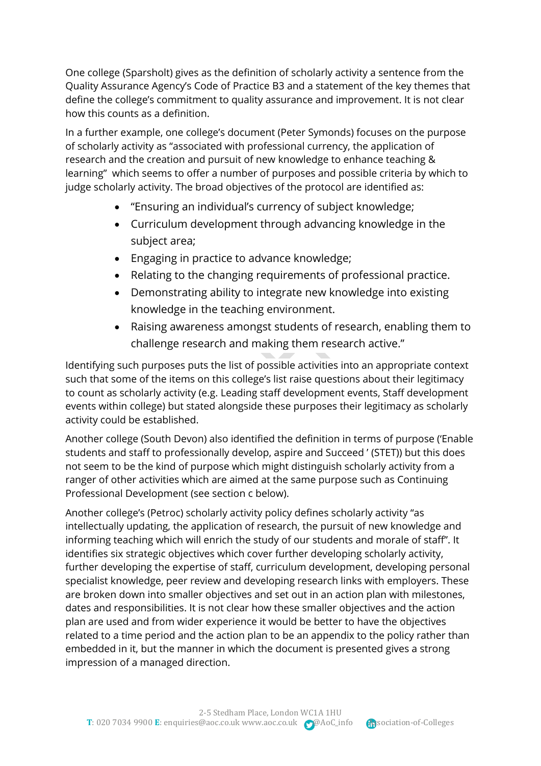One college (Sparsholt) gives as the definition of scholarly activity a sentence from the Quality Assurance Agency's Code of Practice B3 and a statement of the key themes that define the college's commitment to quality assurance and improvement. It is not clear how this counts as a definition.

In a further example, one college's document (Peter Symonds) focuses on the purpose of scholarly activity as "associated with professional currency, the application of research and the creation and pursuit of new knowledge to enhance teaching & learning" which seems to offer a number of purposes and possible criteria by which to judge scholarly activity. The broad objectives of the protocol are identified as:

- "Ensuring an individual's currency of subject knowledge;
- Curriculum development through advancing knowledge in the subject area;
- Engaging in practice to advance knowledge;
- Relating to the changing requirements of professional practice.
- Demonstrating ability to integrate new knowledge into existing knowledge in the teaching environment.
- Raising awareness amongst students of research, enabling them to challenge research and making them research active."

Identifying such purposes puts the list of possible activities into an appropriate context such that some of the items on this college's list raise questions about their legitimacy to count as scholarly activity (e.g. Leading staff development events, Staff development events within college) but stated alongside these purposes their legitimacy as scholarly activity could be established.

Another college (South Devon) also identified the definition in terms of purpose ('Enable students and staff to professionally develop, aspire and Succeed ' (STET)) but this does not seem to be the kind of purpose which might distinguish scholarly activity from a ranger of other activities which are aimed at the same purpose such as Continuing Professional Development (see section c below).

Another college's (Petroc) scholarly activity policy defines scholarly activity "as intellectually updating, the application of research, the pursuit of new knowledge and informing teaching which will enrich the study of our students and morale of staff". It identifies six strategic objectives which cover further developing scholarly activity, further developing the expertise of staff, curriculum development, developing personal specialist knowledge, peer review and developing research links with employers. These are broken down into smaller objectives and set out in an action plan with milestones, dates and responsibilities. It is not clear how these smaller objectives and the action plan are used and from wider experience it would be better to have the objectives related to a time period and the action plan to be an appendix to the policy rather than embedded in it, but the manner in which the document is presented gives a strong impression of a managed direction.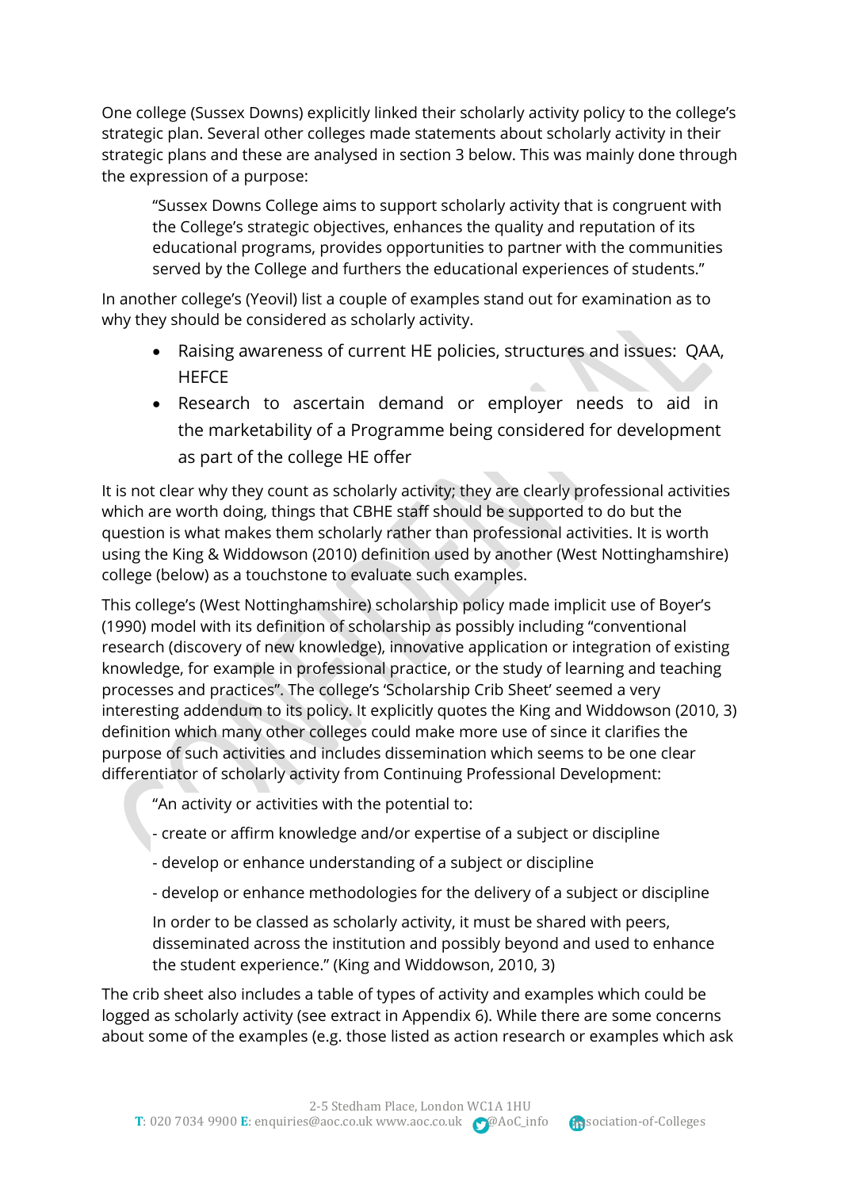One college (Sussex Downs) explicitly linked their scholarly activity policy to the college's strategic plan. Several other colleges made statements about scholarly activity in their strategic plans and these are analysed in section 3 below. This was mainly done through the expression of a purpose:

> "Sussex Downs College aims to support scholarly activity that is congruent with the College's strategic objectives, enhances the quality and reputation of its educational programs, provides opportunities to partner with the communities served by the College and furthers the educational experiences of students."

In another college's (Yeovil) list a couple of examples stand out for examination as to why they should be considered as scholarly activity.

- Raising awareness of current HE policies, structures and issues: QAA, HEFCE
- Research to ascertain demand or employer needs to aid in the marketability of a Programme being considered for development as part of the college HE offer

It is not clear why they count as scholarly activity; they are clearly professional activities which are worth doing, things that CBHE staff should be supported to do but the question is what makes them scholarly rather than professional activities. It is worth using the King & Widdowson (2010) definition used by another (West Nottinghamshire) college (below) as a touchstone to evaluate such examples.

This college's (West Nottinghamshire) scholarship policy made implicit use of Boyer's (1990) model with its definition of scholarship as possibly including "conventional research (discovery of new knowledge), innovative application or integration of existing knowledge, for example in professional practice, or the study of learning and teaching processes and practices". The college's 'Scholarship Crib Sheet' seemed a very interesting addendum to its policy. It explicitly quotes the King and Widdowson (2010, 3) definition which many other colleges could make more use of since it clarifies the purpose of such activities and includes dissemination which seems to be one clear differentiator of scholarly activity from Continuing Professional Development:

> "An activity or activities with the potential to:
>
> - create or affirm knowledge and/or expertise of a subject or discipline
>
> - develop or enhance understanding of a subject or discipline
>
> - develop or enhance methodologies for the delivery of a subject or discipline
>
> In order to be classed as scholarly activity, it must be shared with peers, disseminated across the institution and possibly beyond and used to enhance the student experience." (King and Widdowson, 2010, 3)

The crib sheet also includes a table of types of activity and examples which could be logged as scholarly activity (see extract in Appendix 6). While there are some concerns about some of the examples (e.g. those listed as action research or examples which ask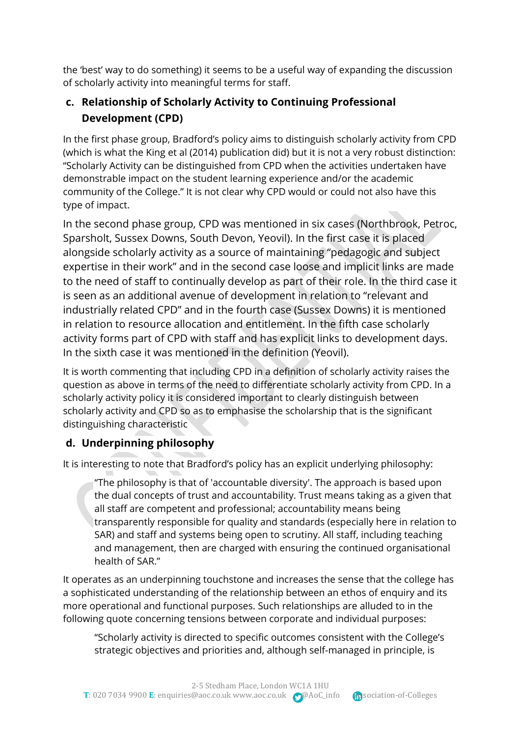the 'best' way to do something) it seems to be a useful way of expanding the discussion of scholarly activity into meaningful terms for staff.

### c. Relationship of Scholarly Activity to Continuing Professional Development (CPD)

In the first phase group, Bradford's policy aims to distinguish scholarly activity from CPD (which is what the King et al (2014) publication did) but it is not a very robust distinction: "Scholarly Activity can be distinguished from CPD when the activities undertaken have demonstrable impact on the student learning experience and/or the academic community of the College." It is not clear why CPD would or could not also have this type of impact.

In the second phase group, CPD was mentioned in six cases (Northbrook, Petroc, Sparsholt, Sussex Downs, South Devon, Yeovil). In the first case it is placed alongside scholarly activity as a source of maintaining "pedagogic and subject expertise in their work" and in the second case loose and implicit links are made to the need of staff to continually develop as part of their role. In the third case it is seen as an additional avenue of development in relation to "relevant and industrially related CPD" and in the fourth case (Sussex Downs) it is mentioned in relation to resource allocation and entitlement. In the fifth case scholarly activity forms part of CPD with staff and has explicit links to development days. In the sixth case it was mentioned in the definition (Yeovil).

It is worth commenting that including CPD in a definition of scholarly activity raises the question as above in terms of the need to differentiate scholarly activity from CPD. In a scholarly activity policy it is considered important to clearly distinguish between scholarly activity and CPD so as to emphasise the scholarship that is the significant distinguishing characteristic

### d. Underpinning philosophy

It is interesting to note that Bradford's policy has an explicit underlying philosophy:

> "The philosophy is that of 'accountable diversity'. The approach is based upon the dual concepts of trust and accountability. Trust means taking as a given that all staff are competent and professional; accountability means being transparently responsible for quality and standards (especially here in relation to SAR) and staff and systems being open to scrutiny. All staff, including teaching and management, then are charged with ensuring the continued organisational health of SAR."

It operates as an underpinning touchstone and increases the sense that the college has a sophisticated understanding of the relationship between an ethos of enquiry and its more operational and functional purposes. Such relationships are alluded to in the following quote concerning tensions between corporate and individual purposes:

> "Scholarly activity is directed to specific outcomes consistent with the College's strategic objectives and priorities and, although self-managed in principle, is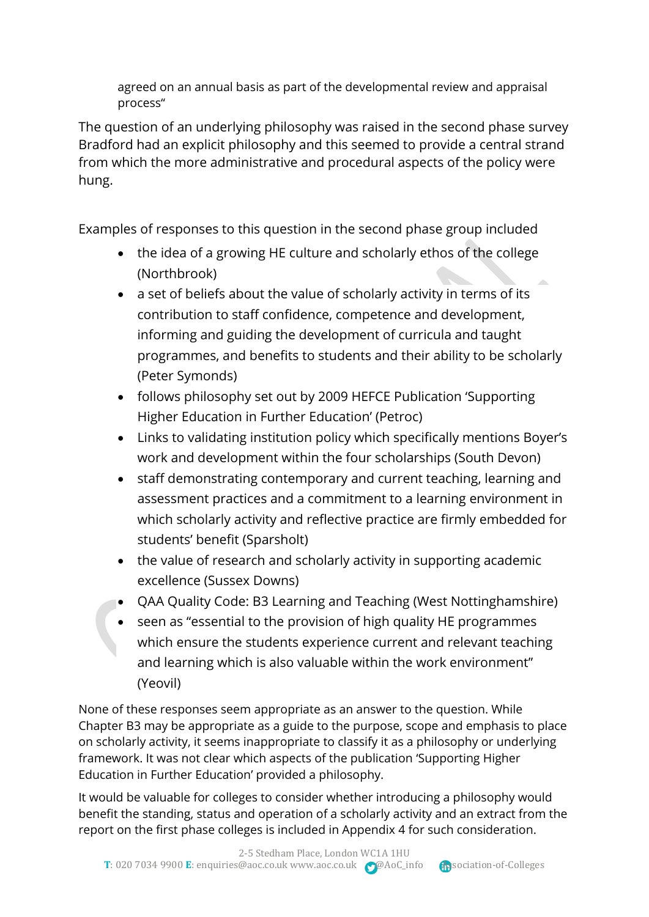agreed on an annual basis as part of the developmental review and appraisal process"

The question of an underlying philosophy was raised in the second phase survey Bradford had an explicit philosophy and this seemed to provide a central strand from which the more administrative and procedural aspects of the policy were hung.

Examples of responses to this question in the second phase group included

- the idea of a growing HE culture and scholarly ethos of the college (Northbrook)
- a set of beliefs about the value of scholarly activity in terms of its contribution to staff confidence, competence and development, informing and guiding the development of curricula and taught programmes, and benefits to students and their ability to be scholarly (Peter Symonds)
- follows philosophy set out by 2009 HEFCE Publication 'Supporting Higher Education in Further Education' (Petroc)
- Links to validating institution policy which specifically mentions Boyer's work and development within the four scholarships (South Devon)
- staff demonstrating contemporary and current teaching, learning and assessment practices and a commitment to a learning environment in which scholarly activity and reflective practice are firmly embedded for students' benefit (Sparsholt)
- the value of research and scholarly activity in supporting academic excellence (Sussex Downs)
- QAA Quality Code: B3 Learning and Teaching (West Nottinghamshire)
- seen as "essential to the provision of high quality HE programmes which ensure the students experience current and relevant teaching and learning which is also valuable within the work environment" (Yeovil)

None of these responses seem appropriate as an answer to the question. While Chapter B3 may be appropriate as a guide to the purpose, scope and emphasis to place on scholarly activity, it seems inappropriate to classify it as a philosophy or underlying framework. It was not clear which aspects of the publication 'Supporting Higher Education in Further Education' provided a philosophy.

It would be valuable for colleges to consider whether introducing a philosophy would benefit the standing, status and operation of a scholarly activity and an extract from the report on the first phase colleges is included in Appendix 4 for such consideration.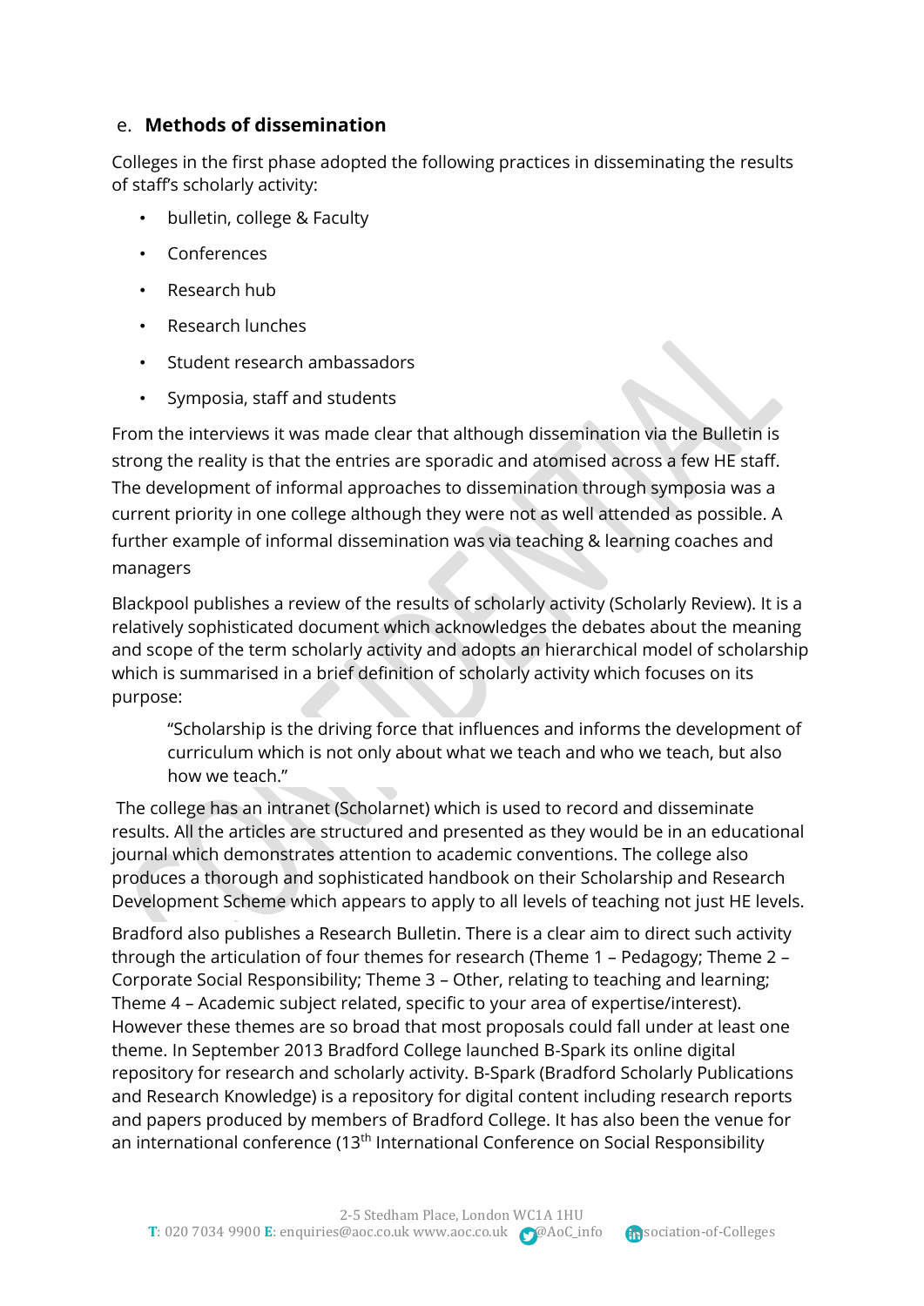## e. Methods of dissemination

Colleges in the first phase adopted the following practices in disseminating the results of staff's scholarly activity:

- bulletin, college & Faculty
- Conferences
- Research hub
- Research lunches
- Student research ambassadors
- Symposia, staff and students

From the interviews it was made clear that although dissemination via the Bulletin is strong the reality is that the entries are sporadic and atomised across a few HE staff. The development of informal approaches to dissemination through symposia was a current priority in one college although they were not as well attended as possible. A further example of informal dissemination was via teaching & learning coaches and managers

Blackpool publishes a review of the results of scholarly activity (Scholarly Review). It is a relatively sophisticated document which acknowledges the debates about the meaning and scope of the term scholarly activity and adopts an hierarchical model of scholarship which is summarised in a brief definition of scholarly activity which focuses on its purpose:

> "Scholarship is the driving force that influences and informs the development of curriculum which is not only about what we teach and who we teach, but also how we teach."

The college has an intranet (Scholarnet) which is used to record and disseminate results. All the articles are structured and presented as they would be in an educational journal which demonstrates attention to academic conventions. The college also produces a thorough and sophisticated handbook on their Scholarship and Research Development Scheme which appears to apply to all levels of teaching not just HE levels.

Bradford also publishes a Research Bulletin. There is a clear aim to direct such activity through the articulation of four themes for research (Theme 1 – Pedagogy; Theme 2 – Corporate Social Responsibility; Theme 3 – Other, relating to teaching and learning; Theme 4 – Academic subject related, specific to your area of expertise/interest). However these themes are so broad that most proposals could fall under at least one theme. In September 2013 Bradford College launched B-Spark its online digital repository for research and scholarly activity. B-Spark (Bradford Scholarly Publications and Research Knowledge) is a repository for digital content including research reports and papers produced by members of Bradford College. It has also been the venue for an international conference (13th International Conference on Social Responsibility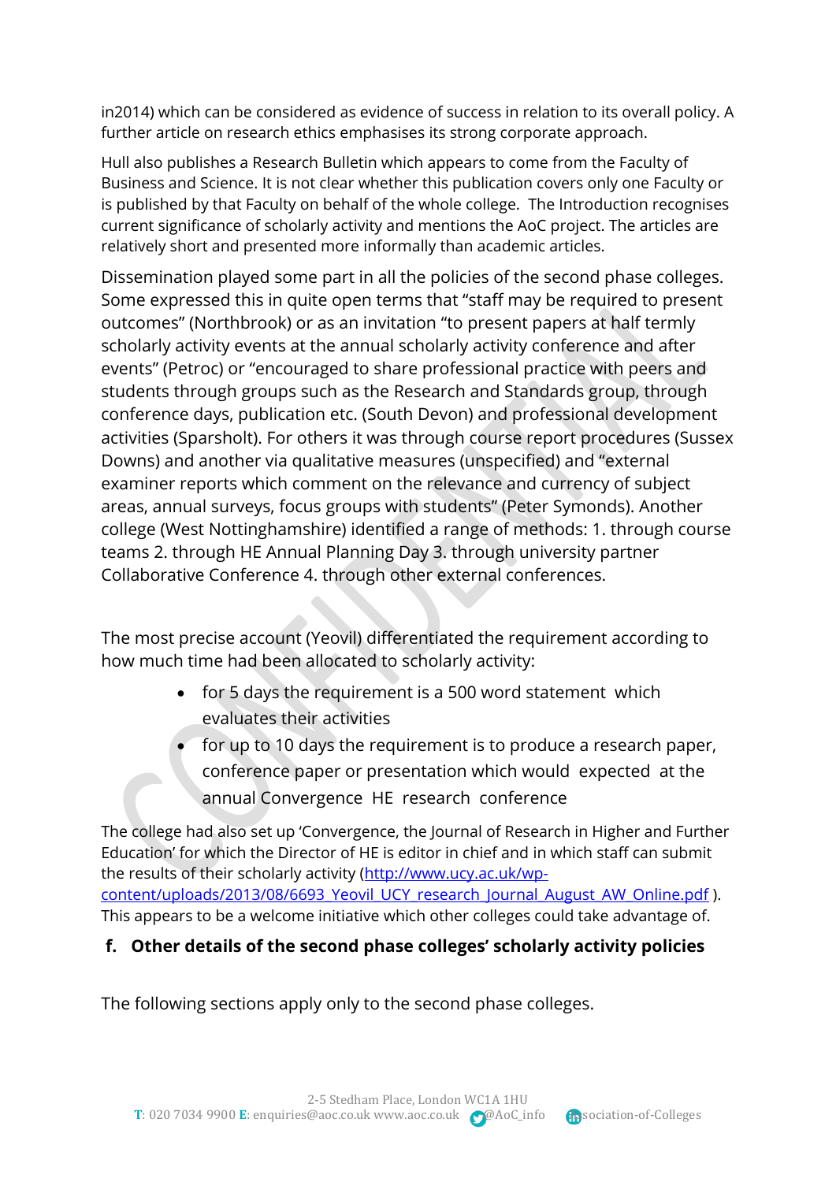in2014) which can be considered as evidence of success in relation to its overall policy. A further article on research ethics emphasises its strong corporate approach.

Hull also publishes a Research Bulletin which appears to come from the Faculty of Business and Science. It is not clear whether this publication covers only one Faculty or is published by that Faculty on behalf of the whole college. The Introduction recognises current significance of scholarly activity and mentions the AoC project. The articles are relatively short and presented more informally than academic articles.

Dissemination played some part in all the policies of the second phase colleges. Some expressed this in quite open terms that "staff may be required to present outcomes" (Northbrook) or as an invitation "to present papers at half termly scholarly activity events at the annual scholarly activity conference and after events" (Petroc) or "encouraged to share professional practice with peers and students through groups such as the Research and Standards group, through conference days, publication etc. (South Devon) and professional development activities (Sparsholt). For others it was through course report procedures (Sussex Downs) and another via qualitative measures (unspecified) and "external examiner reports which comment on the relevance and currency of subject areas, annual surveys, focus groups with students" (Peter Symonds). Another college (West Nottinghamshire) identified a range of methods: 1. through course teams 2. through HE Annual Planning Day 3. through university partner Collaborative Conference 4. through other external conferences.

The most precise account (Yeovil) differentiated the requirement according to how much time had been allocated to scholarly activity:

- for 5 days the requirement is a 500 word statement which evaluates their activities
- for up to 10 days the requirement is to produce a research paper, conference paper or presentation which would expected at the annual Convergence HE research conference

The college had also set up 'Convergence, the Journal of Research in Higher and Further Education' for which the Director of HE is editor in chief and in which staff can submit the results of their scholarly activity (http://www.ucy.ac.uk/wp-content/uploads/2013/08/6693_Yeovil_UCY_research_Journal_August_AW_Online.pdf ). This appears to be a welcome initiative which other colleges could take advantage of.

### f. Other details of the second phase colleges' scholarly activity policies

The following sections apply only to the second phase colleges.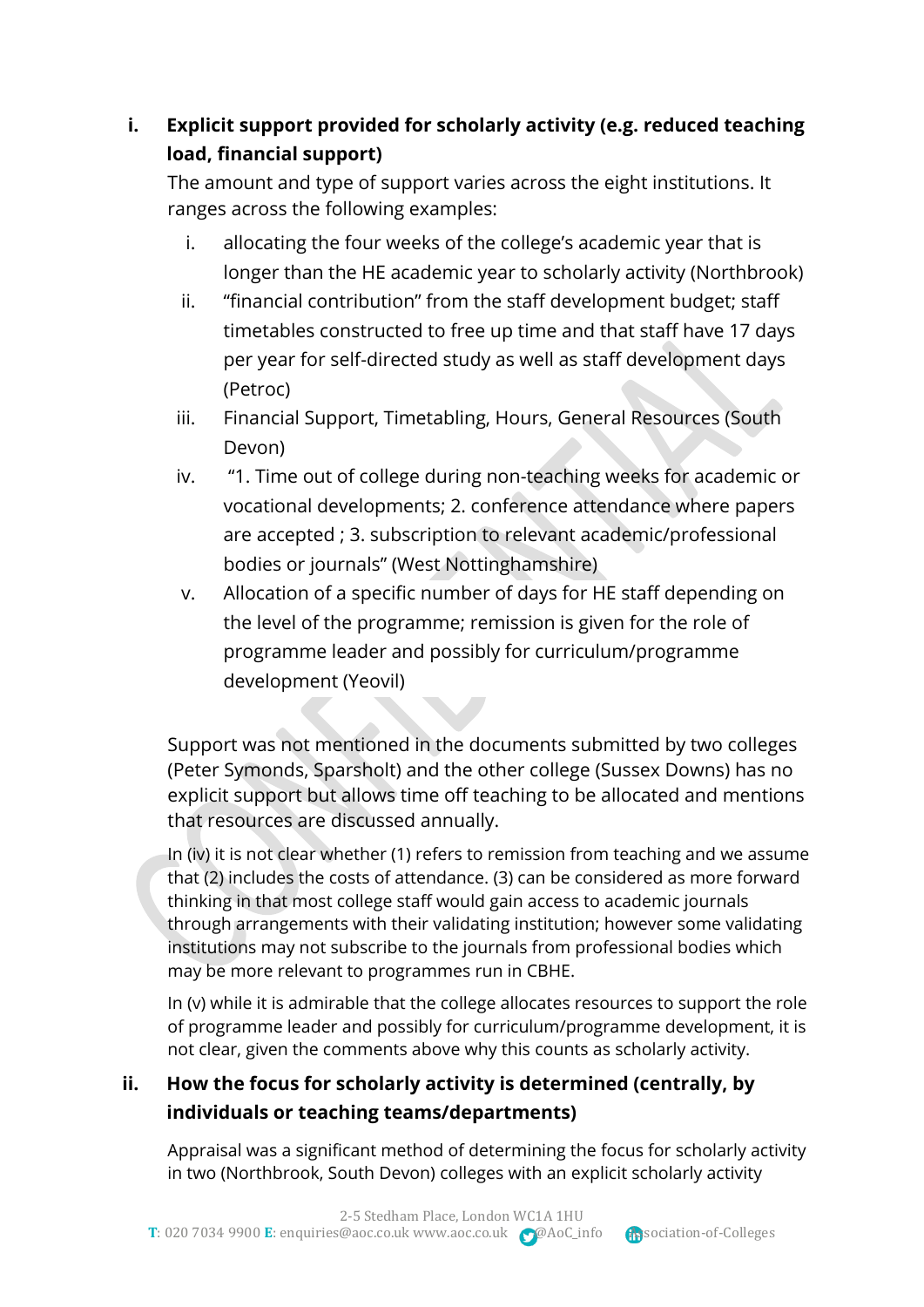i. **Explicit support provided for scholarly activity (e.g. reduced teaching load, financial support)**

The amount and type of support varies across the eight institutions. It ranges across the following examples:

i. allocating the four weeks of the college's academic year that is longer than the HE academic year to scholarly activity (Northbrook)
ii. "financial contribution" from the staff development budget; staff timetables constructed to free up time and that staff have 17 days per year for self-directed study as well as staff development days (Petroc)
iii. Financial Support, Timetabling, Hours, General Resources (South Devon)
iv. "1. Time out of college during non-teaching weeks for academic or vocational developments; 2. conference attendance where papers are accepted ; 3. subscription to relevant academic/professional bodies or journals" (West Nottinghamshire)
v. Allocation of a specific number of days for HE staff depending on the level of the programme; remission is given for the role of programme leader and possibly for curriculum/programme development (Yeovil)

Support was not mentioned in the documents submitted by two colleges (Peter Symonds, Sparsholt) and the other college (Sussex Downs) has no explicit support but allows time off teaching to be allocated and mentions that resources are discussed annually.

In (iv) it is not clear whether (1) refers to remission from teaching and we assume that (2) includes the costs of attendance. (3) can be considered as more forward thinking in that most college staff would gain access to academic journals through arrangements with their validating institution; however some validating institutions may not subscribe to the journals from professional bodies which may be more relevant to programmes run in CBHE.

In (v) while it is admirable that the college allocates resources to support the role of programme leader and possibly for curriculum/programme development, it is not clear, given the comments above why this counts as scholarly activity.

ii. **How the focus for scholarly activity is determined (centrally, by individuals or teaching teams/departments)**

Appraisal was a significant method of determining the focus for scholarly activity in two (Northbrook, South Devon) colleges with an explicit scholarly activity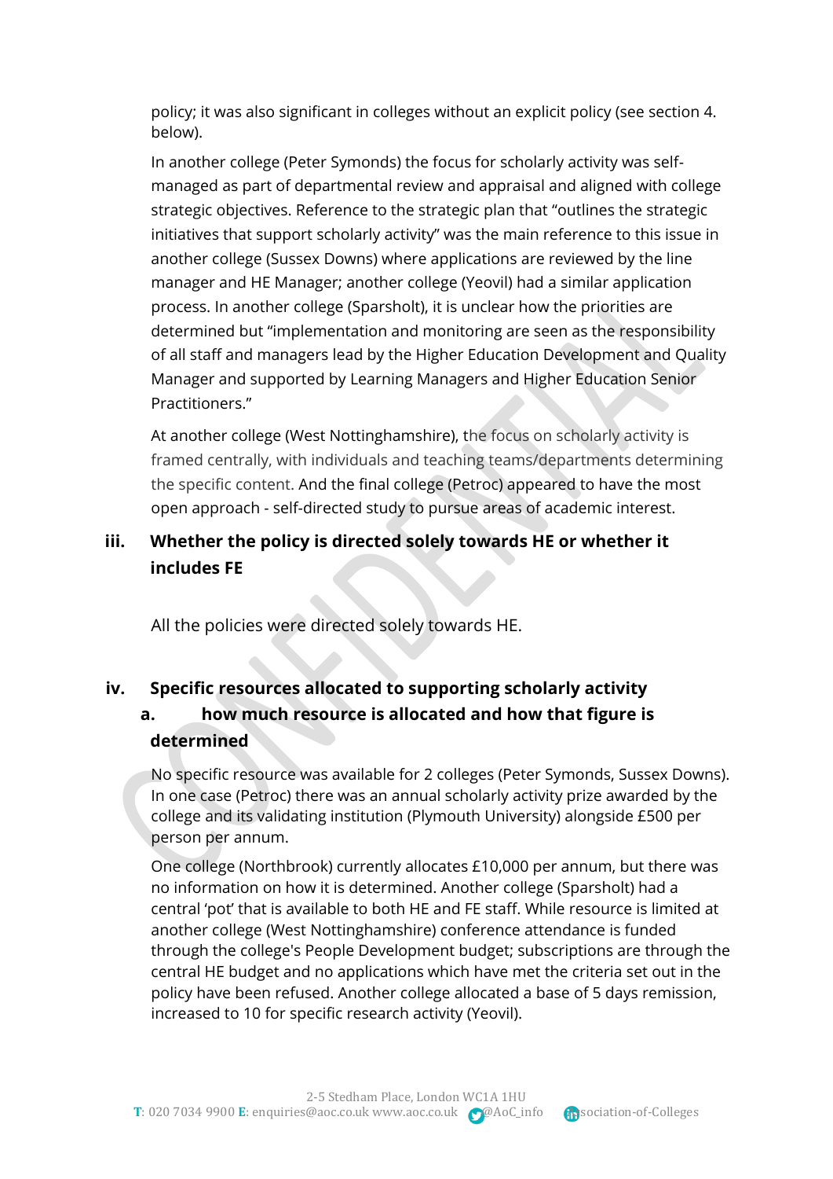policy; it was also significant in colleges without an explicit policy (see section 4. below).

In another college (Peter Symonds) the focus for scholarly activity was self-managed as part of departmental review and appraisal and aligned with college strategic objectives. Reference to the strategic plan that "outlines the strategic initiatives that support scholarly activity" was the main reference to this issue in another college (Sussex Downs) where applications are reviewed by the line manager and HE Manager; another college (Yeovil) had a similar application process. In another college (Sparsholt), it is unclear how the priorities are determined but "implementation and monitoring are seen as the responsibility of all staff and managers lead by the Higher Education Development and Quality Manager and supported by Learning Managers and Higher Education Senior Practitioners."

At another college (West Nottinghamshire), the focus on scholarly activity is framed centrally, with individuals and teaching teams/departments determining the specific content. And the final college (Petroc) appeared to have the most open approach - self-directed study to pursue areas of academic interest.

### iii. Whether the policy is directed solely towards HE or whether it includes FE

All the policies were directed solely towards HE.

### iv. Specific resources allocated to supporting scholarly activity

#### a. how much resource is allocated and how that figure is determined

No specific resource was available for 2 colleges (Peter Symonds, Sussex Downs). In one case (Petroc) there was an annual scholarly activity prize awarded by the college and its validating institution (Plymouth University) alongside £500 per person per annum.

One college (Northbrook) currently allocates £10,000 per annum, but there was no information on how it is determined. Another college (Sparsholt) had a central 'pot' that is available to both HE and FE staff. While resource is limited at another college (West Nottinghamshire) conference attendance is funded through the college's People Development budget; subscriptions are through the central HE budget and no applications which have met the criteria set out in the policy have been refused. Another college allocated a base of 5 days remission, increased to 10 for specific research activity (Yeovil).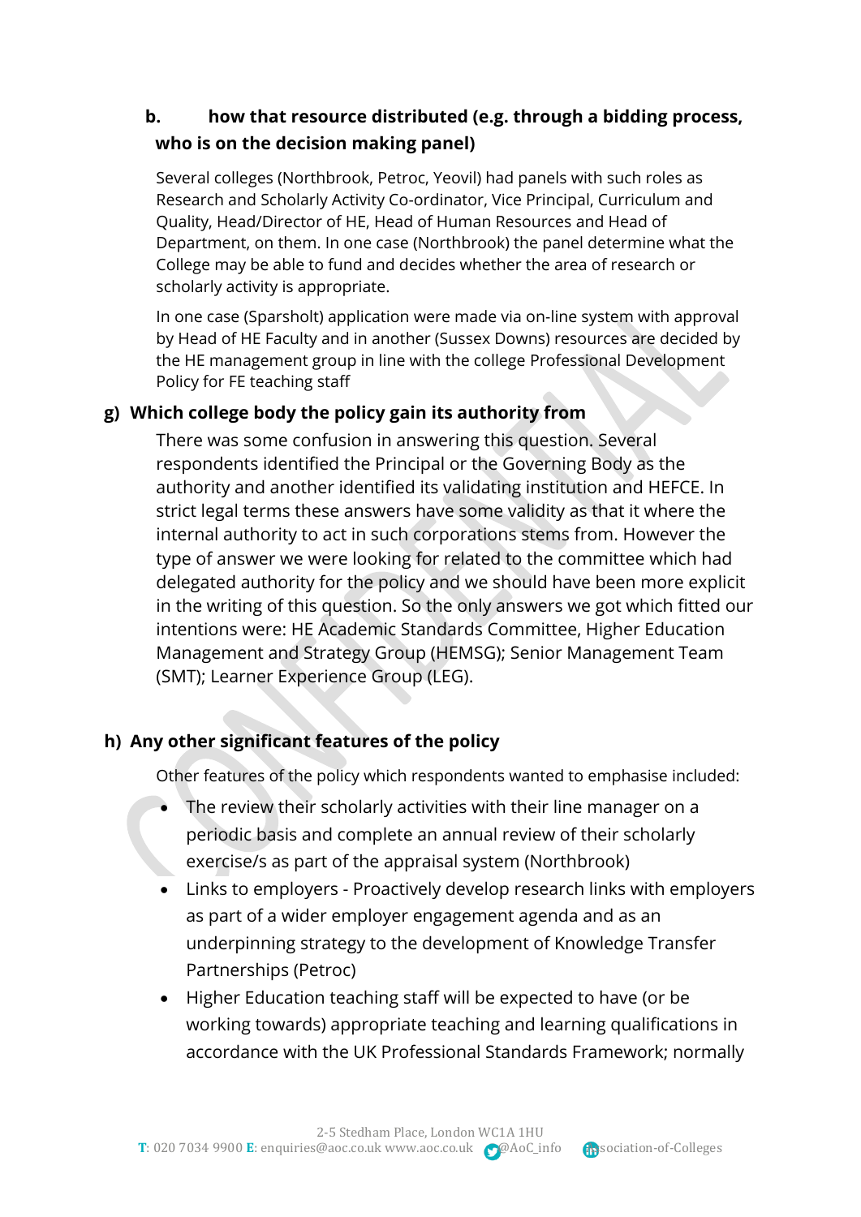### b. how that resource distributed (e.g. through a bidding process, who is on the decision making panel)

Several colleges (Northbrook, Petroc, Yeovil) had panels with such roles as Research and Scholarly Activity Co-ordinator, Vice Principal, Curriculum and Quality, Head/Director of HE, Head of Human Resources and Head of Department, on them. In one case (Northbrook) the panel determine what the College may be able to fund and decides whether the area of research or scholarly activity is appropriate.

In one case (Sparsholt) application were made via on-line system with approval by Head of HE Faculty and in another (Sussex Downs) resources are decided by the HE management group in line with the college Professional Development Policy for FE teaching staff

## g) Which college body the policy gain its authority from

There was some confusion in answering this question. Several respondents identified the Principal or the Governing Body as the authority and another identified its validating institution and HEFCE. In strict legal terms these answers have some validity as that it where the internal authority to act in such corporations stems from. However the type of answer we were looking for related to the committee which had delegated authority for the policy and we should have been more explicit in the writing of this question. So the only answers we got which fitted our intentions were: HE Academic Standards Committee, Higher Education Management and Strategy Group (HEMSG); Senior Management Team (SMT); Learner Experience Group (LEG).

## h) Any other significant features of the policy

Other features of the policy which respondents wanted to emphasise included:

- The review their scholarly activities with their line manager on a periodic basis and complete an annual review of their scholarly exercise/s as part of the appraisal system (Northbrook)
- Links to employers - Proactively develop research links with employers as part of a wider employer engagement agenda and as an underpinning strategy to the development of Knowledge Transfer Partnerships (Petroc)
- Higher Education teaching staff will be expected to have (or be working towards) appropriate teaching and learning qualifications in accordance with the UK Professional Standards Framework; normally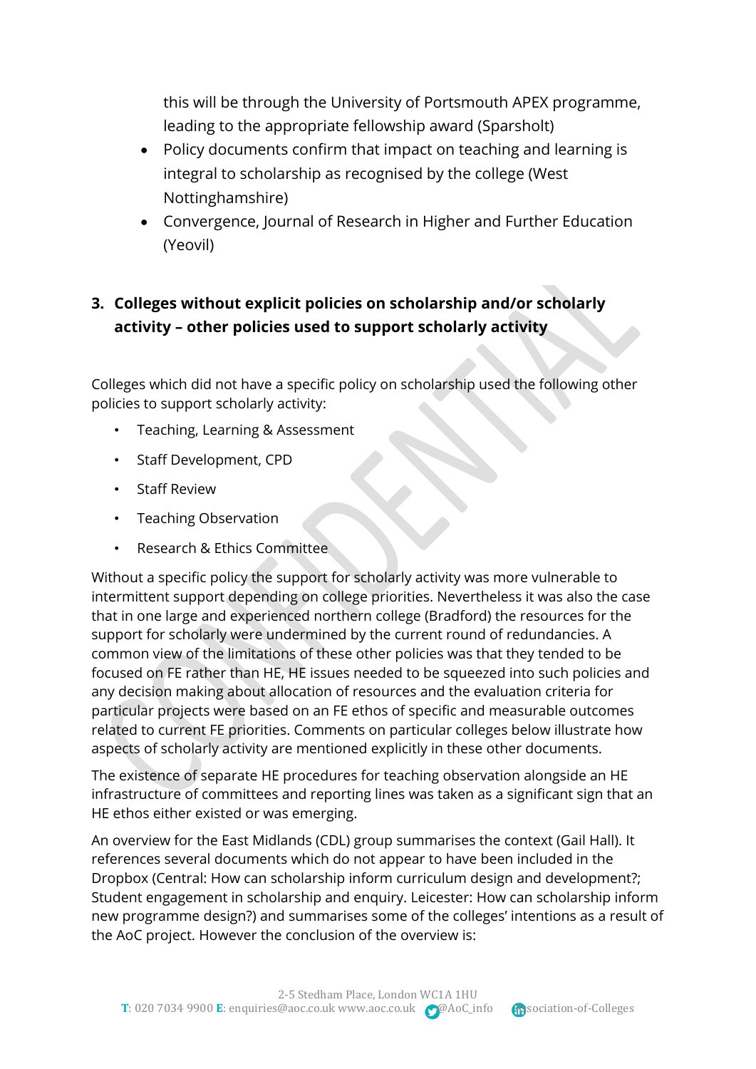this will be through the University of Portsmouth APEX programme, leading to the appropriate fellowship award (Sparsholt)

- Policy documents confirm that impact on teaching and learning is integral to scholarship as recognised by the college (West Nottinghamshire)
- Convergence, Journal of Research in Higher and Further Education (Yeovil)

## 3. Colleges without explicit policies on scholarship and/or scholarly activity – other policies used to support scholarly activity

Colleges which did not have a specific policy on scholarship used the following other policies to support scholarly activity:

- Teaching, Learning & Assessment
- Staff Development, CPD
- Staff Review
- Teaching Observation
- Research & Ethics Committee

Without a specific policy the support for scholarly activity was more vulnerable to intermittent support depending on college priorities. Nevertheless it was also the case that in one large and experienced northern college (Bradford) the resources for the support for scholarly were undermined by the current round of redundancies. A common view of the limitations of these other policies was that they tended to be focused on FE rather than HE, HE issues needed to be squeezed into such policies and any decision making about allocation of resources and the evaluation criteria for particular projects were based on an FE ethos of specific and measurable outcomes related to current FE priorities. Comments on particular colleges below illustrate how aspects of scholarly activity are mentioned explicitly in these other documents.

The existence of separate HE procedures for teaching observation alongside an HE infrastructure of committees and reporting lines was taken as a significant sign that an HE ethos either existed or was emerging.

An overview for the East Midlands (CDL) group summarises the context (Gail Hall). It references several documents which do not appear to have been included in the Dropbox (Central: How can scholarship inform curriculum design and development?; Student engagement in scholarship and enquiry. Leicester: How can scholarship inform new programme design?) and summarises some of the colleges' intentions as a result of the AoC project. However the conclusion of the overview is: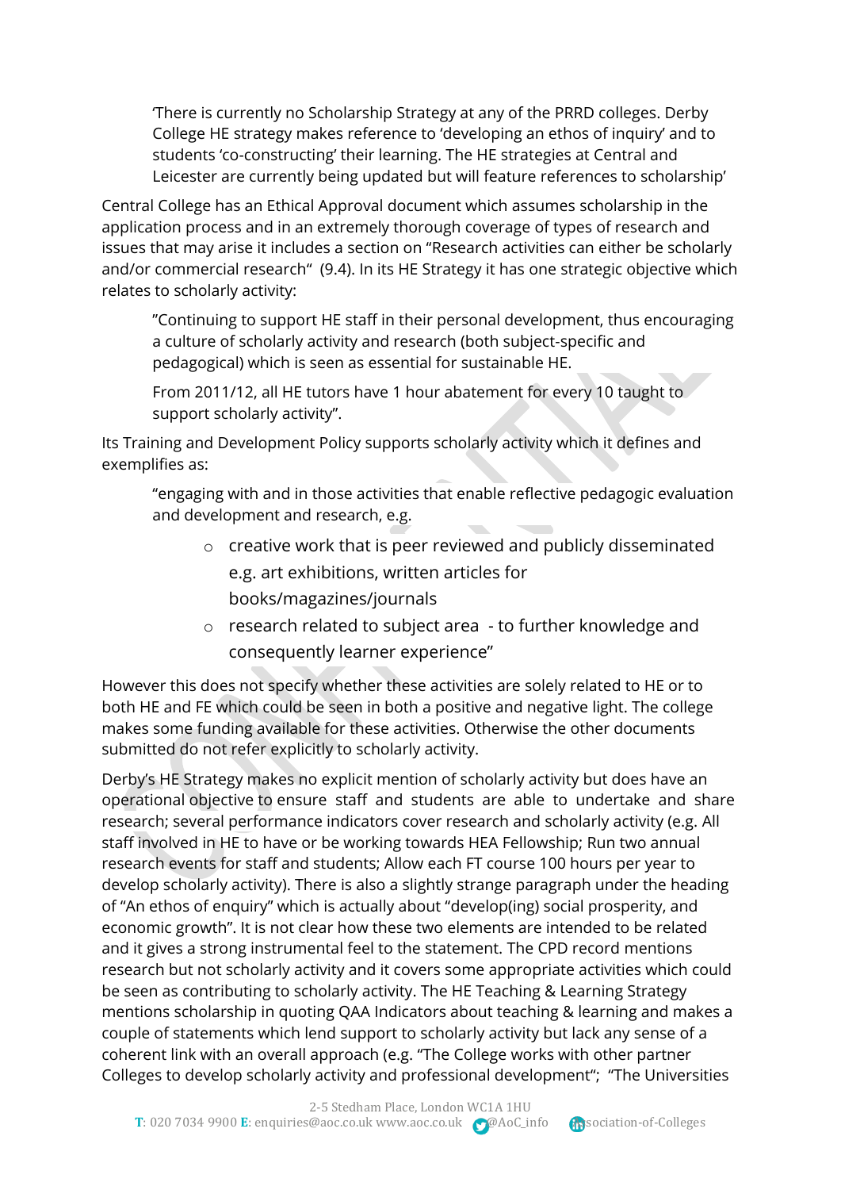> 'There is currently no Scholarship Strategy at any of the PRRD colleges. Derby College HE strategy makes reference to 'developing an ethos of inquiry' and to students 'co-constructing' their learning. The HE strategies at Central and Leicester are currently being updated but will feature references to scholarship'

Central College has an Ethical Approval document which assumes scholarship in the application process and in an extremely thorough coverage of types of research and issues that may arise it includes a section on "Research activities can either be scholarly and/or commercial research" (9.4). In its HE Strategy it has one strategic objective which relates to scholarly activity:

> "Continuing to support HE staff in their personal development, thus encouraging a culture of scholarly activity and research (both subject-specific and pedagogical) which is seen as essential for sustainable HE.
>
> From 2011/12, all HE tutors have 1 hour abatement for every 10 taught to support scholarly activity".

Its Training and Development Policy supports scholarly activity which it defines and exemplifies as:

> "engaging with and in those activities that enable reflective pedagogic evaluation and development and research, e.g.
>
> - creative work that is peer reviewed and publicly disseminated e.g. art exhibitions, written articles for books/magazines/journals
> - research related to subject area - to further knowledge and consequently learner experience"

However this does not specify whether these activities are solely related to HE or to both HE and FE which could be seen in both a positive and negative light. The college makes some funding available for these activities. Otherwise the other documents submitted do not refer explicitly to scholarly activity.

Derby's HE Strategy makes no explicit mention of scholarly activity but does have an operational objective to ensure staff and students are able to undertake and share research; several performance indicators cover research and scholarly activity (e.g. All staff involved in HE to have or be working towards HEA Fellowship; Run two annual research events for staff and students; Allow each FT course 100 hours per year to develop scholarly activity). There is also a slightly strange paragraph under the heading of "An ethos of enquiry" which is actually about "develop(ing) social prosperity, and economic growth". It is not clear how these two elements are intended to be related and it gives a strong instrumental feel to the statement. The CPD record mentions research but not scholarly activity and it covers some appropriate activities which could be seen as contributing to scholarly activity. The HE Teaching & Learning Strategy mentions scholarship in quoting QAA Indicators about teaching & learning and makes a couple of statements which lend support to scholarly activity but lack any sense of a coherent link with an overall approach (e.g. "The College works with other partner Colleges to develop scholarly activity and professional development"; "The Universities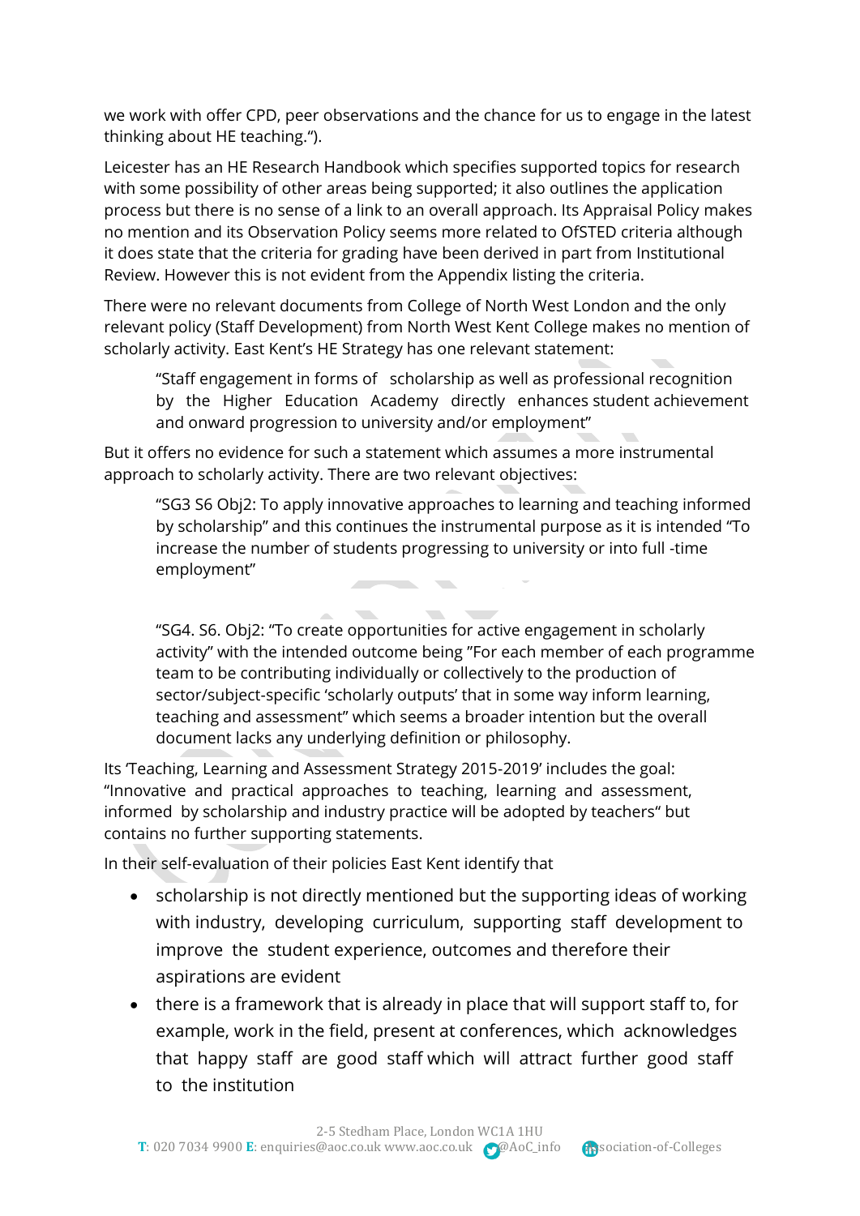we work with offer CPD, peer observations and the chance for us to engage in the latest thinking about HE teaching.").

Leicester has an HE Research Handbook which specifies supported topics for research with some possibility of other areas being supported; it also outlines the application process but there is no sense of a link to an overall approach. Its Appraisal Policy makes no mention and its Observation Policy seems more related to OfSTED criteria although it does state that the criteria for grading have been derived in part from Institutional Review. However this is not evident from the Appendix listing the criteria.

There were no relevant documents from College of North West London and the only relevant policy (Staff Development) from North West Kent College makes no mention of scholarly activity. East Kent's HE Strategy has one relevant statement:

> "Staff engagement in forms of scholarship as well as professional recognition by the Higher Education Academy directly enhances student achievement and onward progression to university and/or employment"

But it offers no evidence for such a statement which assumes a more instrumental approach to scholarly activity. There are two relevant objectives:

> "SG3 S6 Obj2: To apply innovative approaches to learning and teaching informed by scholarship" and this continues the instrumental purpose as it is intended "To increase the number of students progressing to university or into full -time employment"

> "SG4. S6. Obj2: "To create opportunities for active engagement in scholarly activity" with the intended outcome being "For each member of each programme team to be contributing individually or collectively to the production of sector/subject-specific 'scholarly outputs' that in some way inform learning, teaching and assessment" which seems a broader intention but the overall document lacks any underlying definition or philosophy.

Its 'Teaching, Learning and Assessment Strategy 2015-2019' includes the goal: "Innovative and practical approaches to teaching, learning and assessment, informed by scholarship and industry practice will be adopted by teachers" but contains no further supporting statements.

In their self-evaluation of their policies East Kent identify that

- scholarship is not directly mentioned but the supporting ideas of working with industry, developing curriculum, supporting staff development to improve the student experience, outcomes and therefore their aspirations are evident
- there is a framework that is already in place that will support staff to, for example, work in the field, present at conferences, which acknowledges that happy staff are good staff which will attract further good staff to the institution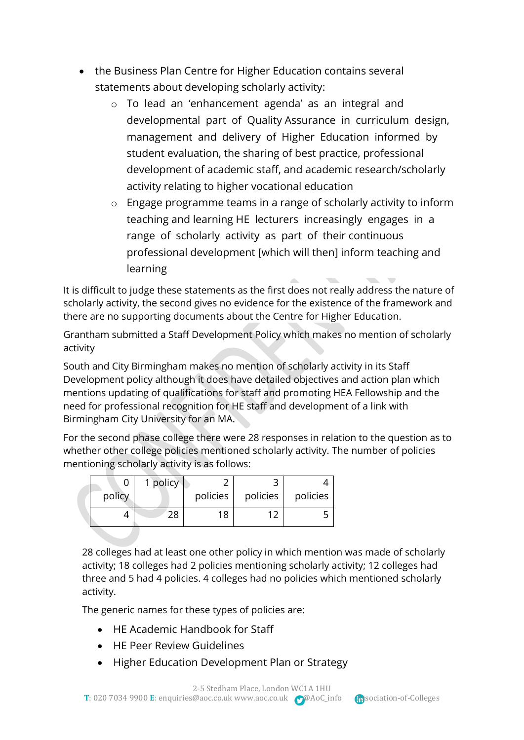- the Business Plan Centre for Higher Education contains several statements about developing scholarly activity:
  - To lead an 'enhancement agenda' as an integral and developmental part of Quality Assurance in curriculum design, management and delivery of Higher Education informed by student evaluation, the sharing of best practice, professional development of academic staff, and academic research/scholarly activity relating to higher vocational education
  - Engage programme teams in a range of scholarly activity to inform teaching and learning HE lecturers increasingly engages in a range of scholarly activity as part of their continuous professional development [which will then] inform teaching and learning

It is difficult to judge these statements as the first does not really address the nature of scholarly activity, the second gives no evidence for the existence of the framework and there are no supporting documents about the Centre for Higher Education.

Grantham submitted a Staff Development Policy which makes no mention of scholarly activity

South and City Birmingham makes no mention of scholarly activity in its Staff Development policy although it does have detailed objectives and action plan which mentions updating of qualifications for staff and promoting HEA Fellowship and the need for professional recognition for HE staff and development of a link with Birmingham City University for an MA.

For the second phase college there were 28 responses in relation to the question as to whether other college policies mentioned scholarly activity. The number of policies mentioning scholarly activity is as follows:

| 0 policy | 1 policy | 2 policies | 3 policies | 4 policies |
|---|---|---|---|---|
| 4 | 28 | 18 | 12 | 5 |

28 colleges had at least one other policy in which mention was made of scholarly activity; 18 colleges had 2 policies mentioning scholarly activity; 12 colleges had three and 5 had 4 policies. 4 colleges had no policies which mentioned scholarly activity.

The generic names for these types of policies are:

- HE Academic Handbook for Staff
- HE Peer Review Guidelines
- Higher Education Development Plan or Strategy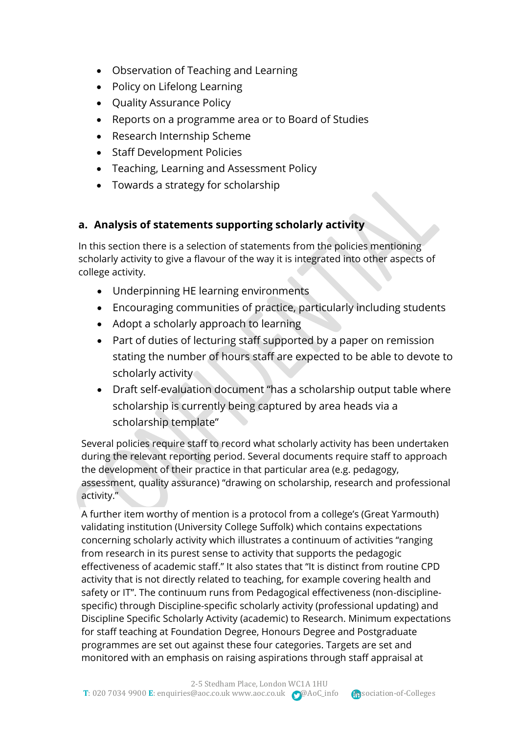- Observation of Teaching and Learning
- Policy on Lifelong Learning
- Quality Assurance Policy
- Reports on a programme area or to Board of Studies
- Research Internship Scheme
- Staff Development Policies
- Teaching, Learning and Assessment Policy
- Towards a strategy for scholarship

### a. Analysis of statements supporting scholarly activity

In this section there is a selection of statements from the policies mentioning scholarly activity to give a flavour of the way it is integrated into other aspects of college activity.

- Underpinning HE learning environments
- Encouraging communities of practice, particularly including students
- Adopt a scholarly approach to learning
- Part of duties of lecturing staff supported by a paper on remission stating the number of hours staff are expected to be able to devote to scholarly activity
- Draft self-evaluation document "has a scholarship output table where scholarship is currently being captured by area heads via a scholarship template"

Several policies require staff to record what scholarly activity has been undertaken during the relevant reporting period. Several documents require staff to approach the development of their practice in that particular area (e.g. pedagogy, assessment, quality assurance) "drawing on scholarship, research and professional activity."

A further item worthy of mention is a protocol from a college's (Great Yarmouth) validating institution (University College Suffolk) which contains expectations concerning scholarly activity which illustrates a continuum of activities "ranging from research in its purest sense to activity that supports the pedagogic effectiveness of academic staff." It also states that "It is distinct from routine CPD activity that is not directly related to teaching, for example covering health and safety or IT". The continuum runs from Pedagogical effectiveness (non-discipline-specific) through Discipline-specific scholarly activity (professional updating) and Discipline Specific Scholarly Activity (academic) to Research. Minimum expectations for staff teaching at Foundation Degree, Honours Degree and Postgraduate programmes are set out against these four categories. Targets are set and monitored with an emphasis on raising aspirations through staff appraisal at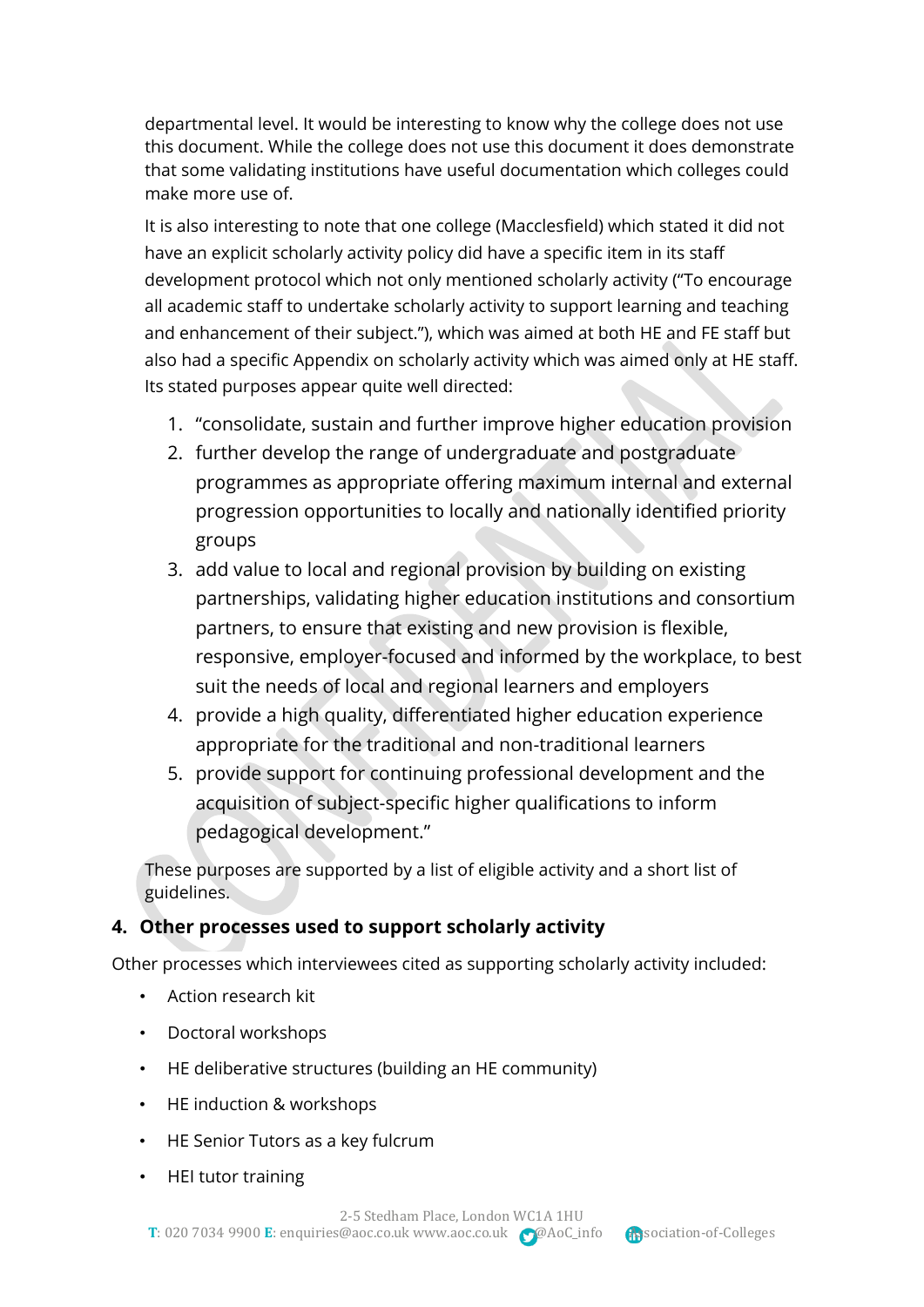departmental level. It would be interesting to know why the college does not use this document. While the college does not use this document it does demonstrate that some validating institutions have useful documentation which colleges could make more use of.

It is also interesting to note that one college (Macclesfield) which stated it did not have an explicit scholarly activity policy did have a specific item in its staff development protocol which not only mentioned scholarly activity ("To encourage all academic staff to undertake scholarly activity to support learning and teaching and enhancement of their subject."), which was aimed at both HE and FE staff but also had a specific Appendix on scholarly activity which was aimed only at HE staff. Its stated purposes appear quite well directed:

1. "consolidate, sustain and further improve higher education provision
2. further develop the range of undergraduate and postgraduate programmes as appropriate offering maximum internal and external progression opportunities to locally and nationally identified priority groups
3. add value to local and regional provision by building on existing partnerships, validating higher education institutions and consortium partners, to ensure that existing and new provision is flexible, responsive, employer-focused and informed by the workplace, to best suit the needs of local and regional learners and employers
4. provide a high quality, differentiated higher education experience appropriate for the traditional and non-traditional learners
5. provide support for continuing professional development and the acquisition of subject-specific higher qualifications to inform pedagogical development."

These purposes are supported by a list of eligible activity and a short list of guidelines.

## 4. Other processes used to support scholarly activity

Other processes which interviewees cited as supporting scholarly activity included:

- Action research kit
- Doctoral workshops
- HE deliberative structures (building an HE community)
- HE induction & workshops
- HE Senior Tutors as a key fulcrum
- HEI tutor training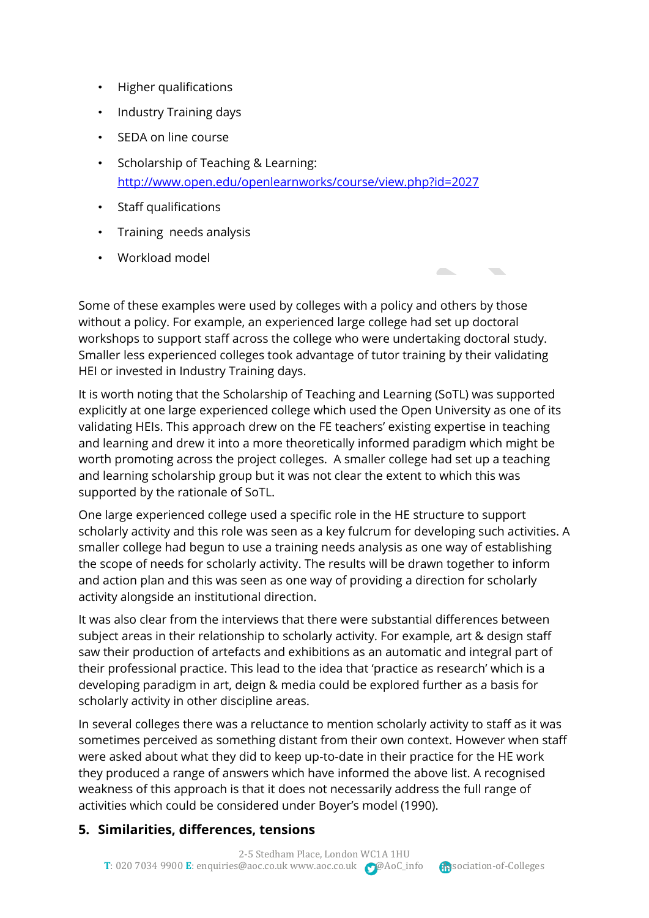- Higher qualifications
- Industry Training days
- SEDA on line course
- Scholarship of Teaching & Learning: [http://www.open.edu/openlearnworks/course/view.php?id=2027](http://www.open.edu/openlearnworks/course/view.php?id=2027)
- Staff qualifications
- Training needs analysis
- Workload model

Some of these examples were used by colleges with a policy and others by those without a policy. For example, an experienced large college had set up doctoral workshops to support staff across the college who were undertaking doctoral study. Smaller less experienced colleges took advantage of tutor training by their validating HEI or invested in Industry Training days.

It is worth noting that the Scholarship of Teaching and Learning (SoTL) was supported explicitly at one large experienced college which used the Open University as one of its validating HEIs. This approach drew on the FE teachers' existing expertise in teaching and learning and drew it into a more theoretically informed paradigm which might be worth promoting across the project colleges. A smaller college had set up a teaching and learning scholarship group but it was not clear the extent to which this was supported by the rationale of SoTL.

One large experienced college used a specific role in the HE structure to support scholarly activity and this role was seen as a key fulcrum for developing such activities. A smaller college had begun to use a training needs analysis as one way of establishing the scope of needs for scholarly activity. The results will be drawn together to inform and action plan and this was seen as one way of providing a direction for scholarly activity alongside an institutional direction.

It was also clear from the interviews that there were substantial differences between subject areas in their relationship to scholarly activity. For example, art & design staff saw their production of artefacts and exhibitions as an automatic and integral part of their professional practice. This lead to the idea that 'practice as research' which is a developing paradigm in art, deign & media could be explored further as a basis for scholarly activity in other discipline areas.

In several colleges there was a reluctance to mention scholarly activity to staff as it was sometimes perceived as something distant from their own context. However when staff were asked about what they did to keep up-to-date in their practice for the HE work they produced a range of answers which have informed the above list. A recognised weakness of this approach is that it does not necessarily address the full range of activities which could be considered under Boyer's model (1990).

## 5. Similarities, differences, tensions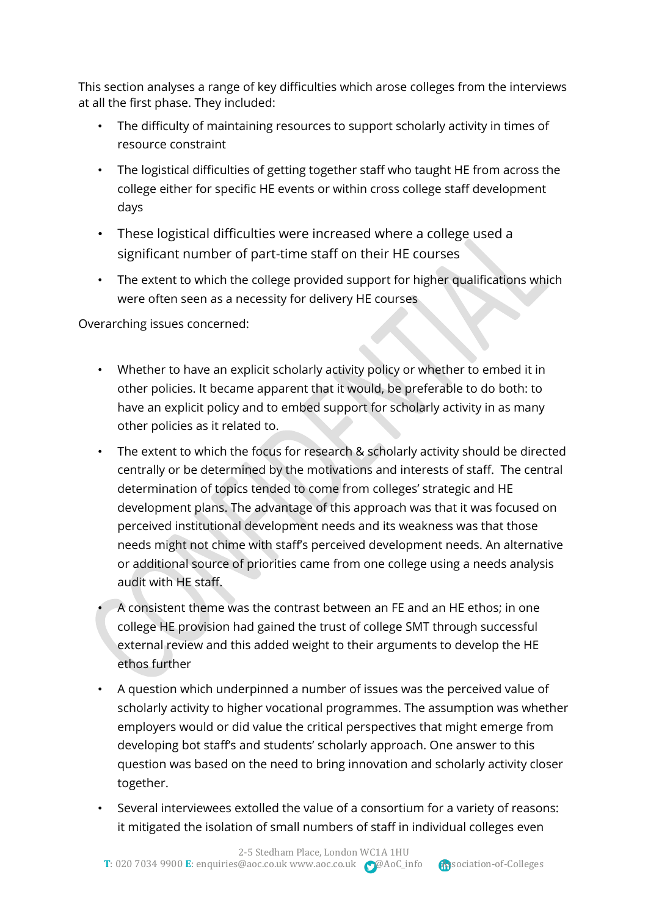This section analyses a range of key difficulties which arose colleges from the interviews at all the first phase. They included:

- The difficulty of maintaining resources to support scholarly activity in times of resource constraint
- The logistical difficulties of getting together staff who taught HE from across the college either for specific HE events or within cross college staff development days
- These logistical difficulties were increased where a college used a significant number of part-time staff on their HE courses
- The extent to which the college provided support for higher qualifications which were often seen as a necessity for delivery HE courses

Overarching issues concerned:

- Whether to have an explicit scholarly activity policy or whether to embed it in other policies. It became apparent that it would, be preferable to do both: to have an explicit policy and to embed support for scholarly activity in as many other policies as it related to.
- The extent to which the focus for research & scholarly activity should be directed centrally or be determined by the motivations and interests of staff. The central determination of topics tended to come from colleges' strategic and HE development plans. The advantage of this approach was that it was focused on perceived institutional development needs and its weakness was that those needs might not chime with staff's perceived development needs. An alternative or additional source of priorities came from one college using a needs analysis audit with HE staff.
- A consistent theme was the contrast between an FE and an HE ethos; in one college HE provision had gained the trust of college SMT through successful external review and this added weight to their arguments to develop the HE ethos further
- A question which underpinned a number of issues was the perceived value of scholarly activity to higher vocational programmes. The assumption was whether employers would or did value the critical perspectives that might emerge from developing bot staff's and students' scholarly approach. One answer to this question was based on the need to bring innovation and scholarly activity closer together.
- Several interviewees extolled the value of a consortium for a variety of reasons: it mitigated the isolation of small numbers of staff in individual colleges even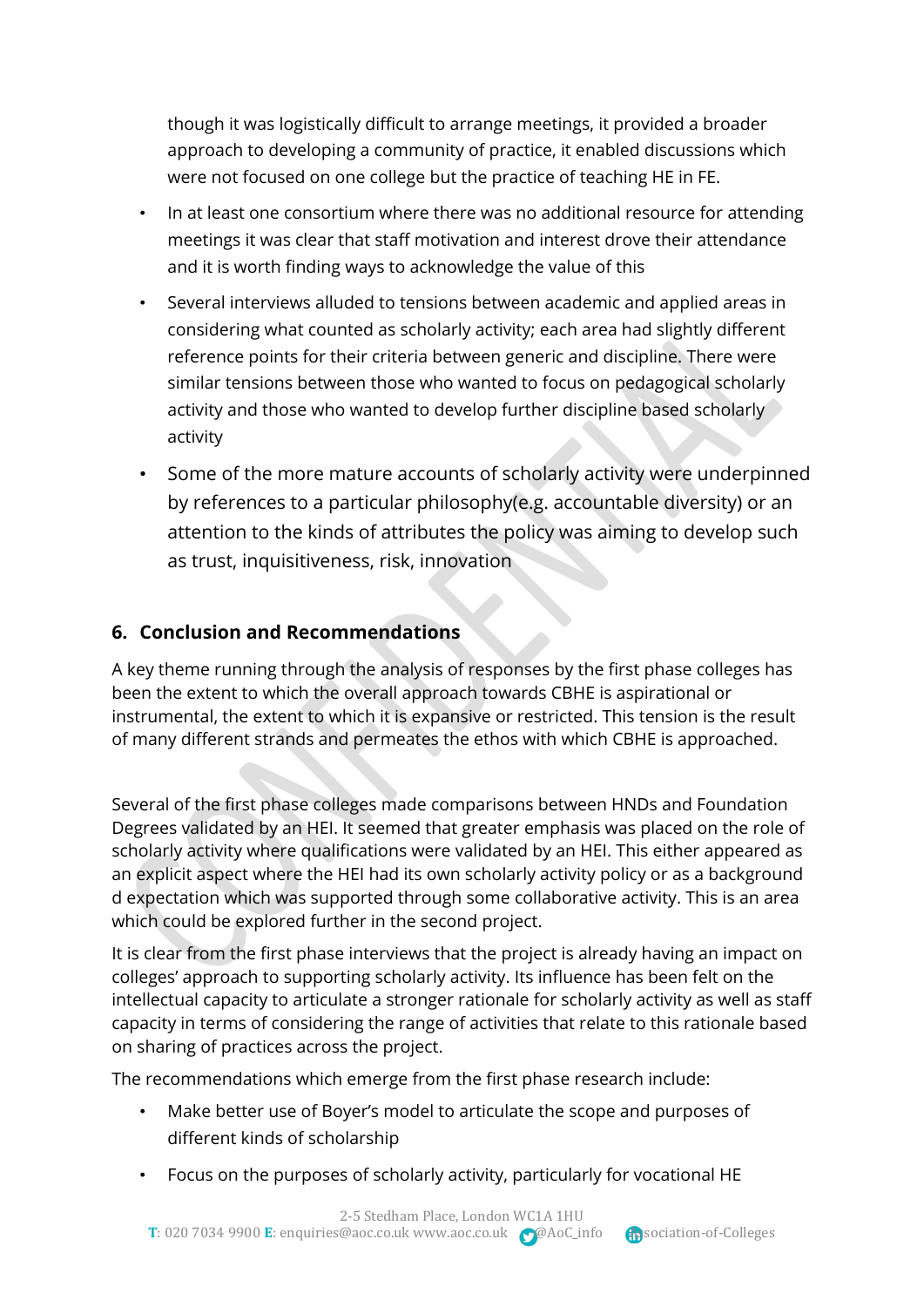though it was logistically difficult to arrange meetings, it provided a broader approach to developing a community of practice, it enabled discussions which were not focused on one college but the practice of teaching HE in FE.

- In at least one consortium where there was no additional resource for attending meetings it was clear that staff motivation and interest drove their attendance and it is worth finding ways to acknowledge the value of this
- Several interviews alluded to tensions between academic and applied areas in considering what counted as scholarly activity; each area had slightly different reference points for their criteria between generic and discipline. There were similar tensions between those who wanted to focus on pedagogical scholarly activity and those who wanted to develop further discipline based scholarly activity
- Some of the more mature accounts of scholarly activity were underpinned by references to a particular philosophy(e.g. accountable diversity) or an attention to the kinds of attributes the policy was aiming to develop such as trust, inquisitiveness, risk, innovation

## 6. Conclusion and Recommendations

A key theme running through the analysis of responses by the first phase colleges has been the extent to which the overall approach towards CBHE is aspirational or instrumental, the extent to which it is expansive or restricted. This tension is the result of many different strands and permeates the ethos with which CBHE is approached.

Several of the first phase colleges made comparisons between HNDs and Foundation Degrees validated by an HEI. It seemed that greater emphasis was placed on the role of scholarly activity where qualifications were validated by an HEI. This either appeared as an explicit aspect where the HEI had its own scholarly activity policy or as a background d expectation which was supported through some collaborative activity. This is an area which could be explored further in the second project.

It is clear from the first phase interviews that the project is already having an impact on colleges' approach to supporting scholarly activity. Its influence has been felt on the intellectual capacity to articulate a stronger rationale for scholarly activity as well as staff capacity in terms of considering the range of activities that relate to this rationale based on sharing of practices across the project.

The recommendations which emerge from the first phase research include:

- Make better use of Boyer's model to articulate the scope and purposes of different kinds of scholarship
- Focus on the purposes of scholarly activity, particularly for vocational HE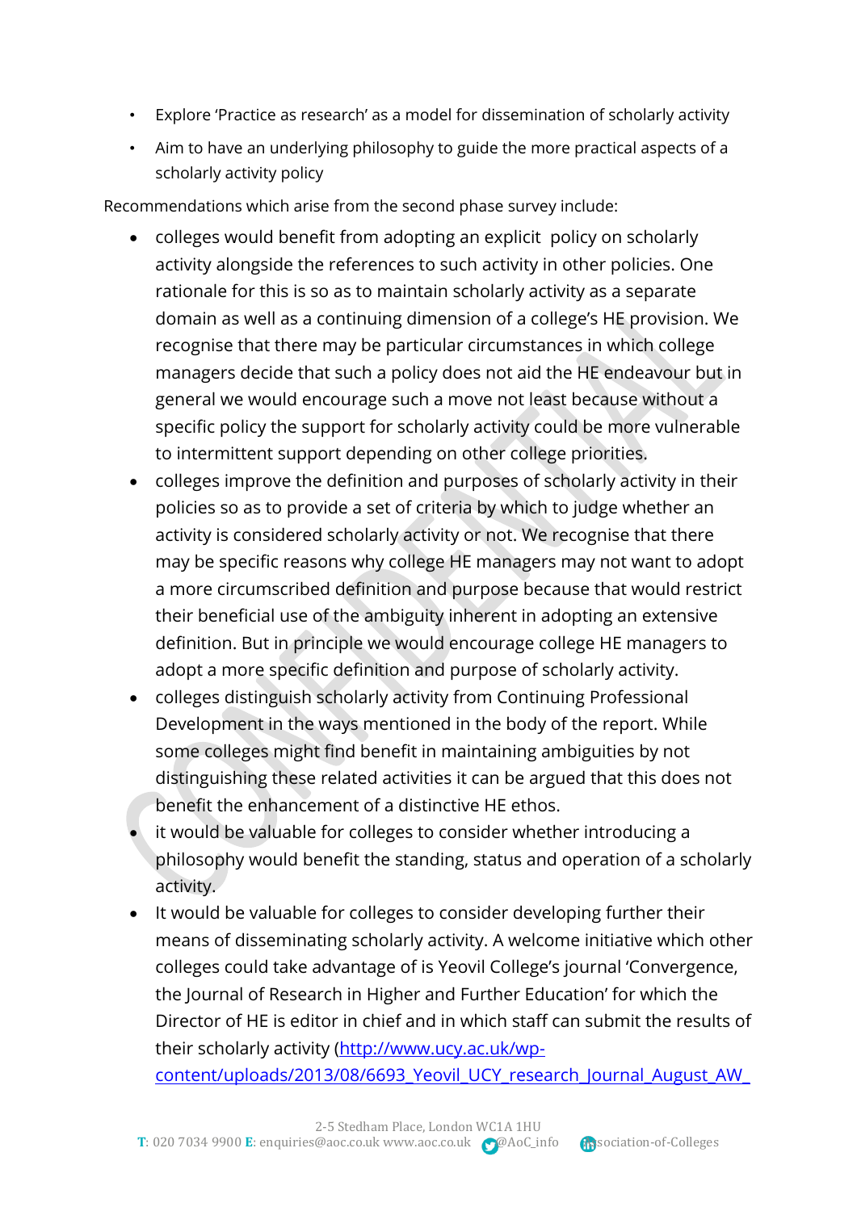- Explore 'Practice as research' as a model for dissemination of scholarly activity
- Aim to have an underlying philosophy to guide the more practical aspects of a scholarly activity policy

Recommendations which arise from the second phase survey include:

- colleges would benefit from adopting an explicit policy on scholarly activity alongside the references to such activity in other policies. One rationale for this is so as to maintain scholarly activity as a separate domain as well as a continuing dimension of a college's HE provision. We recognise that there may be particular circumstances in which college managers decide that such a policy does not aid the HE endeavour but in general we would encourage such a move not least because without a specific policy the support for scholarly activity could be more vulnerable to intermittent support depending on other college priorities.
- colleges improve the definition and purposes of scholarly activity in their policies so as to provide a set of criteria by which to judge whether an activity is considered scholarly activity or not. We recognise that there may be specific reasons why college HE managers may not want to adopt a more circumscribed definition and purpose because that would restrict their beneficial use of the ambiguity inherent in adopting an extensive definition. But in principle we would encourage college HE managers to adopt a more specific definition and purpose of scholarly activity.
- colleges distinguish scholarly activity from Continuing Professional Development in the ways mentioned in the body of the report. While some colleges might find benefit in maintaining ambiguities by not distinguishing these related activities it can be argued that this does not benefit the enhancement of a distinctive HE ethos.
- it would be valuable for colleges to consider whether introducing a philosophy would benefit the standing, status and operation of a scholarly activity.
- It would be valuable for colleges to consider developing further their means of disseminating scholarly activity. A welcome initiative which other colleges could take advantage of is Yeovil College's journal 'Convergence, the Journal of Research in Higher and Further Education' for which the Director of HE is editor in chief and in which staff can submit the results of their scholarly activity (http://www.ucy.ac.uk/wp-content/uploads/2013/08/6693_Yeovil_UCY_research_Journal_August_AW_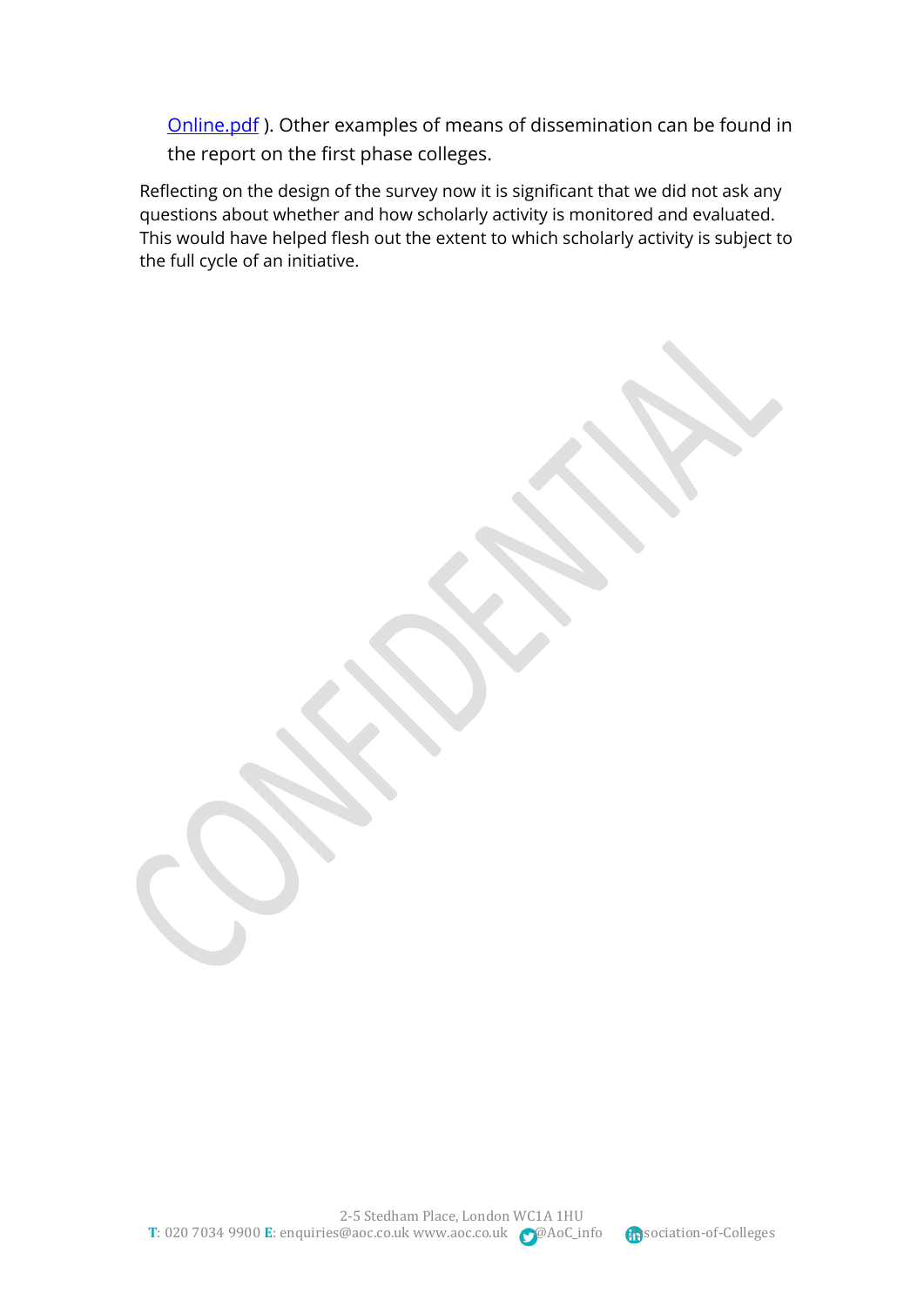Online.pdf ). Other examples of means of dissemination can be found in the report on the first phase colleges.

Reflecting on the design of the survey now it is significant that we did not ask any questions about whether and how scholarly activity is monitored and evaluated. This would have helped flesh out the extent to which scholarly activity is subject to the full cycle of an initiative.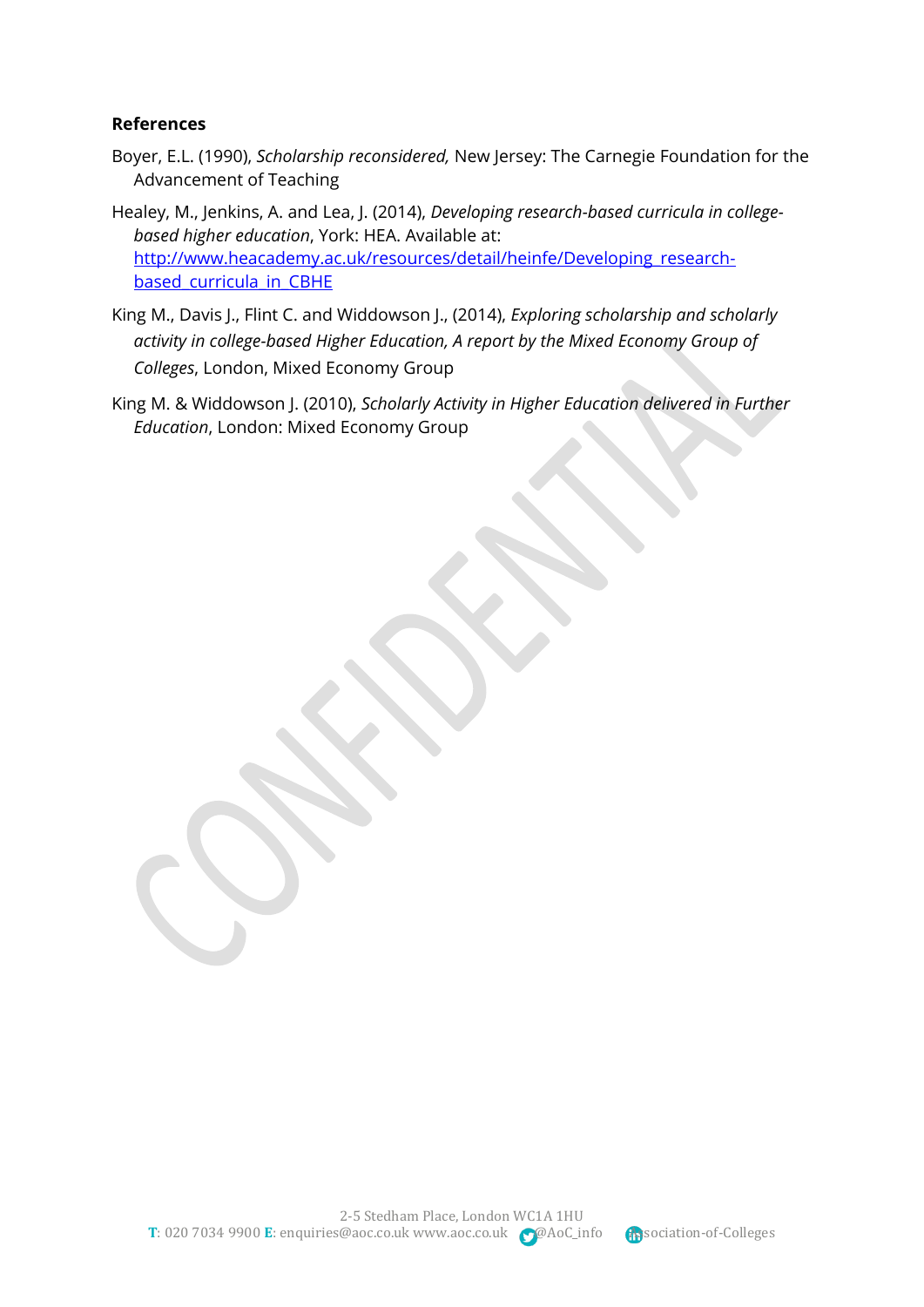**References**

Boyer, E.L. (1990), *Scholarship reconsidered,* New Jersey: The Carnegie Foundation for the Advancement of Teaching

Healey, M., Jenkins, A. and Lea, J. (2014), *Developing research-based curricula in college-based higher education*, York: HEA. Available at: http://www.heacademy.ac.uk/resources/detail/heinfe/Developing_research-based_curricula_in_CBHE

King M., Davis J., Flint C. and Widdowson J., (2014), *Exploring scholarship and scholarly activity in college-based Higher Education, A report by the Mixed Economy Group of Colleges*, London, Mixed Economy Group

King M. & Widdowson J. (2010), *Scholarly Activity in Higher Education delivered in Further Education*, London: Mixed Economy Group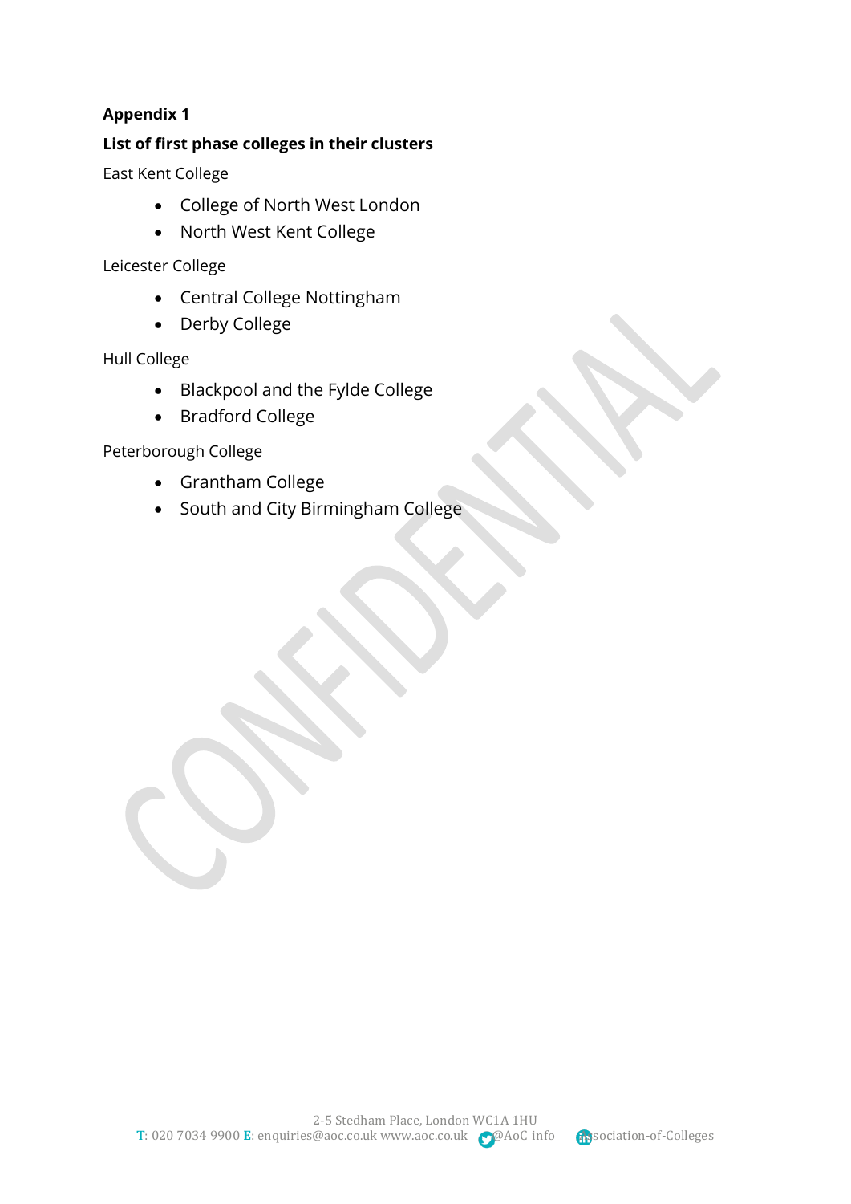**Appendix 1**

**List of first phase colleges in their clusters**

East Kent College

- College of North West London
- North West Kent College

Leicester College

- Central College Nottingham
- Derby College

Hull College

- Blackpool and the Fylde College
- Bradford College

Peterborough College

- Grantham College
- South and City Birmingham College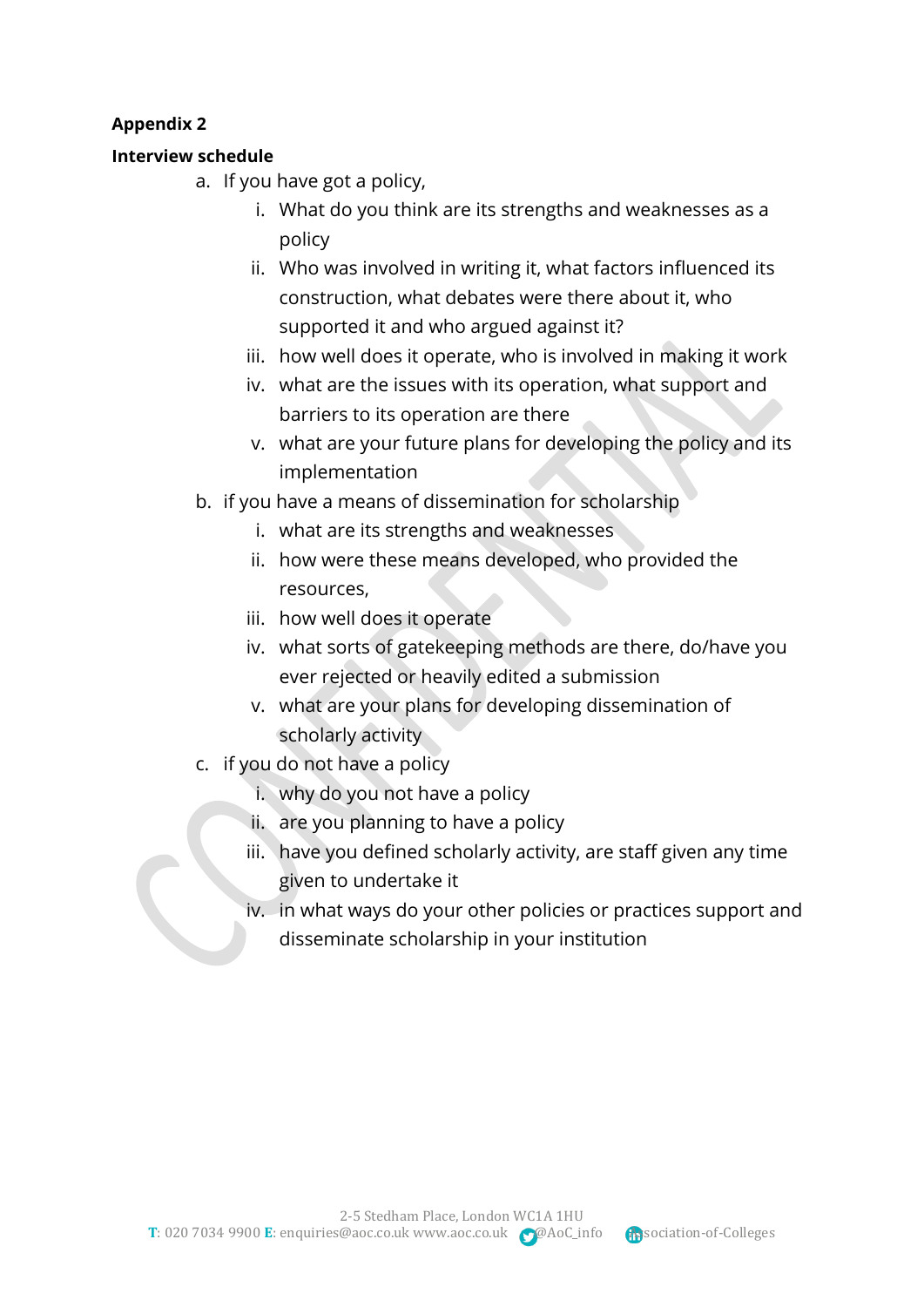**Appendix 2**

**Interview schedule**

a. If you have got a policy,
    i. What do you think are its strengths and weaknesses as a policy
    ii. Who was involved in writing it, what factors influenced its construction, what debates were there about it, who supported it and who argued against it?
    iii. how well does it operate, who is involved in making it work
    iv. what are the issues with its operation, what support and barriers to its operation are there
    v. what are your future plans for developing the policy and its implementation

b. if you have a means of dissemination for scholarship
    i. what are its strengths and weaknesses
    ii. how were these means developed, who provided the resources,
    iii. how well does it operate
    iv. what sorts of gatekeeping methods are there, do/have you ever rejected or heavily edited a submission
    v. what are your plans for developing dissemination of scholarly activity

c. if you do not have a policy
    i. why do you not have a policy
    ii. are you planning to have a policy
    iii. have you defined scholarly activity, are staff given any time given to undertake it
    iv. in what ways do your other policies or practices support and disseminate scholarship in your institution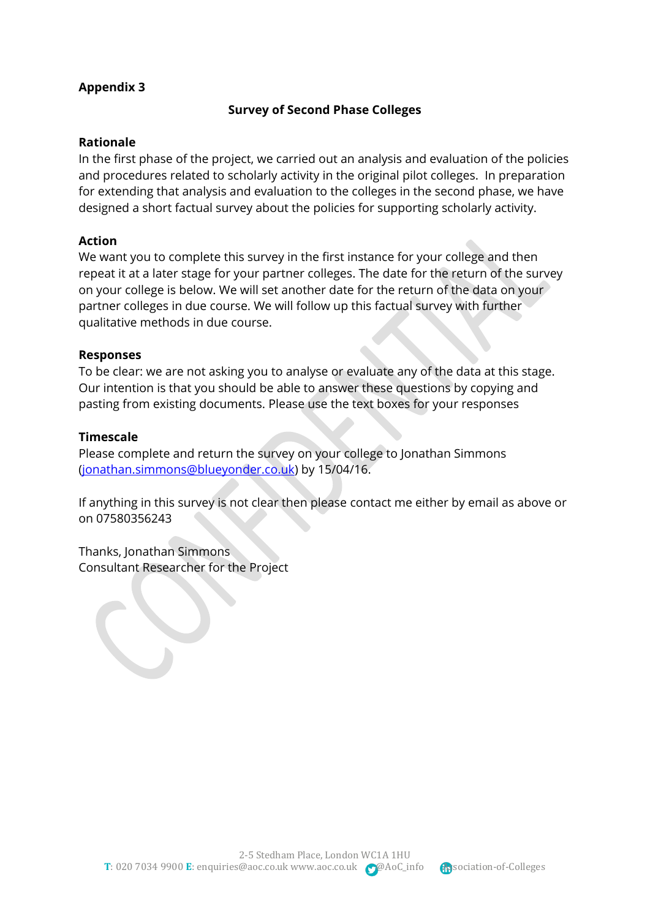**Appendix 3**

**Survey of Second Phase Colleges**

**Rationale**

In the first phase of the project, we carried out an analysis and evaluation of the policies and procedures related to scholarly activity in the original pilot colleges. In preparation for extending that analysis and evaluation to the colleges in the second phase, we have designed a short factual survey about the policies for supporting scholarly activity.

**Action**

We want you to complete this survey in the first instance for your college and then repeat it at a later stage for your partner colleges. The date for the return of the survey on your college is below. We will set another date for the return of the data on your partner colleges in due course. We will follow up this factual survey with further qualitative methods in due course.

**Responses**

To be clear: we are not asking you to analyse or evaluate any of the data at this stage. Our intention is that you should be able to answer these questions by copying and pasting from existing documents. Please use the text boxes for your responses

**Timescale**

Please complete and return the survey on your college to Jonathan Simmons (jonathan.simmons@blueyonder.co.uk) by 15/04/16.

If anything in this survey is not clear then please contact me either by email as above or on 07580356243

Thanks, Jonathan Simmons
Consultant Researcher for the Project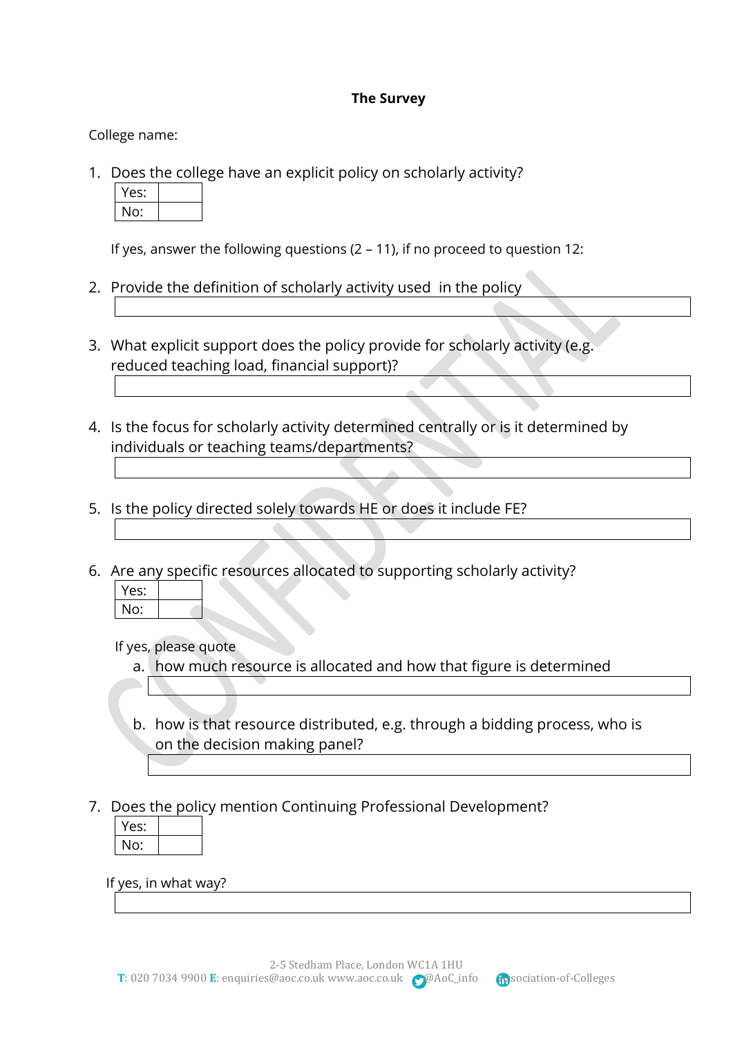**The Survey**

College name:

1. Does the college have an explicit policy on scholarly activity?

| Yes: | |
|---|---|
| No: | |

If yes, answer the following questions (2 – 11), if no proceed to question 12:

2. Provide the definition of scholarly activity used in the policy

3. What explicit support does the policy provide for scholarly activity (e.g. reduced teaching load, financial support)?

4. Is the focus for scholarly activity determined centrally or is it determined by individuals or teaching teams/departments?

5. Is the policy directed solely towards HE or does it include FE?

6. Are any specific resources allocated to supporting scholarly activity?

| Yes: | |
|---|---|
| No: | |

If yes, please quote

a. how much resource is allocated and how that figure is determined

b. how is that resource distributed, e.g. through a bidding process, who is on the decision making panel?

7. Does the policy mention Continuing Professional Development?

| Yes: | |
|---|---|
| No: | |

If yes, in what way?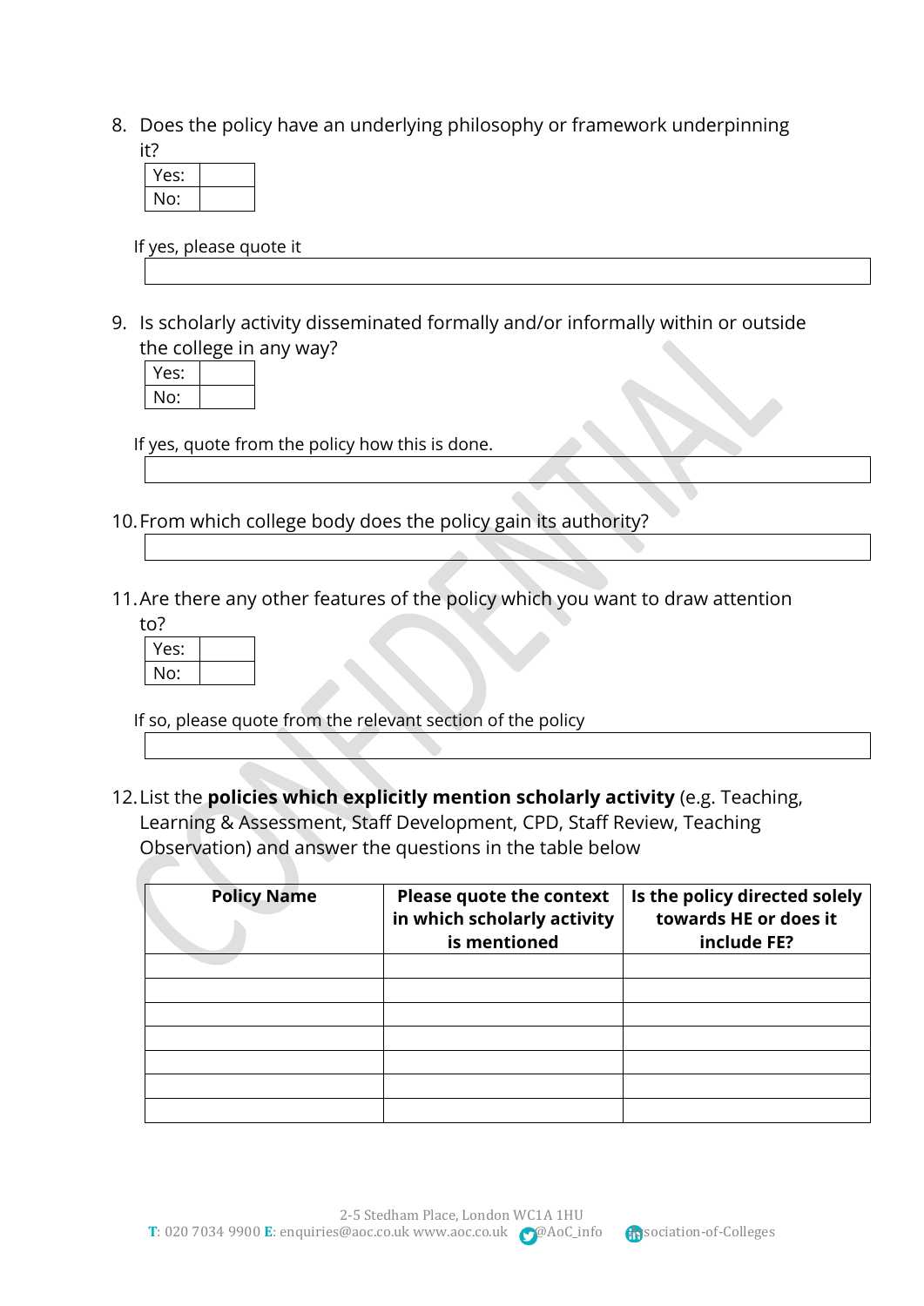8. Does the policy have an underlying philosophy or framework underpinning it?

| Yes: | |
|---|---|
| No: | |

If yes, please quote it

| |
|---|
| |

9. Is scholarly activity disseminated formally and/or informally within or outside the college in any way?

| Yes: | |
|---|---|
| No: | |

If yes, quote from the policy how this is done.

| |
|---|
| |

10. From which college body does the policy gain its authority?

| |
|---|
| |

11. Are there any other features of the policy which you want to draw attention to?

| Yes: | |
|---|---|
| No: | |

If so, please quote from the relevant section of the policy

| |
|---|
| |

12. List the **policies which explicitly mention scholarly activity** (e.g. Teaching, Learning & Assessment, Staff Development, CPD, Staff Review, Teaching Observation) and answer the questions in the table below

| Policy Name | Please quote the context in which scholarly activity is mentioned | Is the policy directed solely towards HE or does it include FE? |
|---|---|---|
| | | |
| | | |
| | | |
| | | |
| | | |
| | | |
| | | |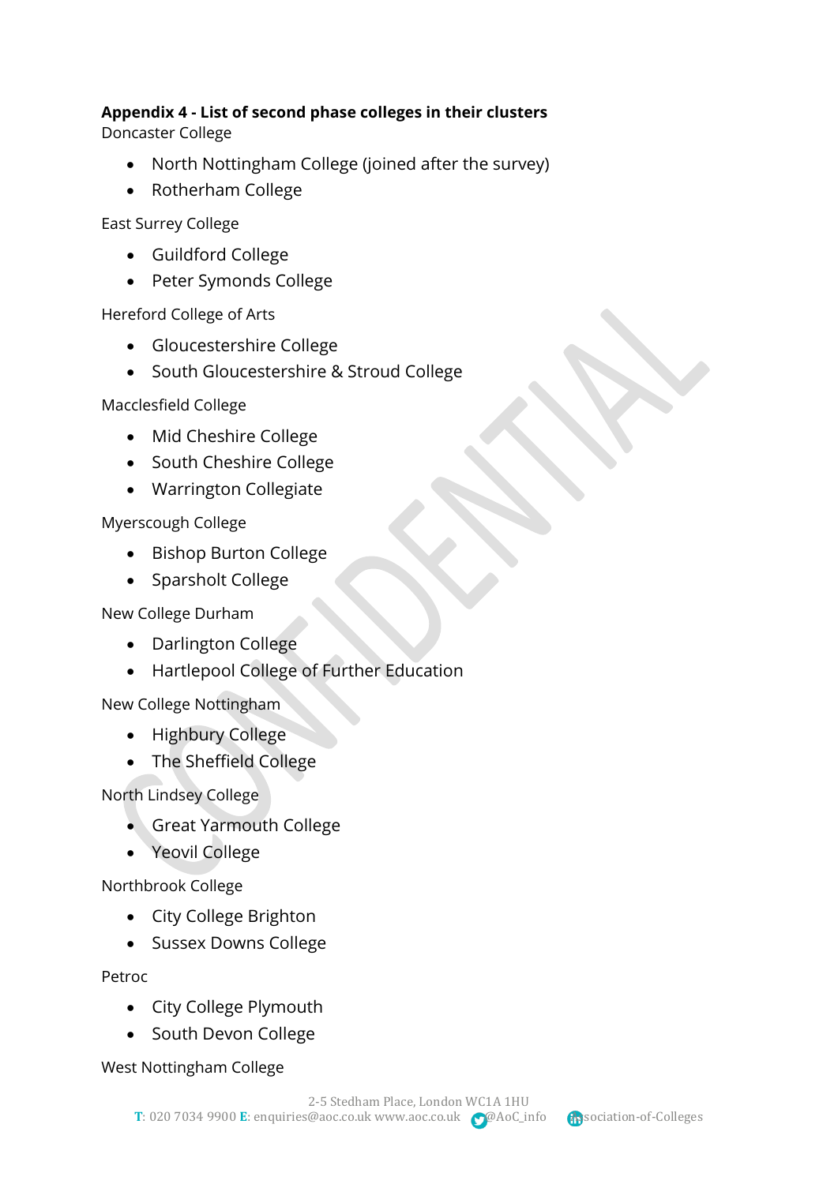**Appendix 4 - List of second phase colleges in their clusters**

Doncaster College

- North Nottingham College (joined after the survey)
- Rotherham College

East Surrey College

- Guildford College
- Peter Symonds College

Hereford College of Arts

- Gloucestershire College
- South Gloucestershire & Stroud College

Macclesfield College

- Mid Cheshire College
- South Cheshire College
- Warrington Collegiate

Myerscough College

- Bishop Burton College
- Sparsholt College

New College Durham

- Darlington College
- Hartlepool College of Further Education

New College Nottingham

- Highbury College
- The Sheffield College

North Lindsey College

- Great Yarmouth College
- Yeovil College

Northbrook College

- City College Brighton
- Sussex Downs College

Petroc

- City College Plymouth
- South Devon College

West Nottingham College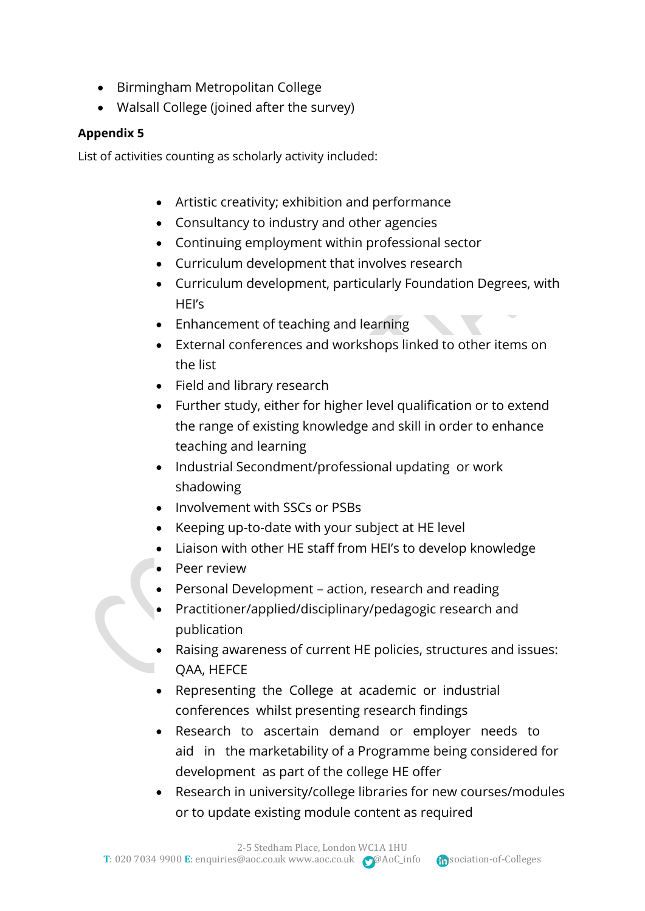- Birmingham Metropolitan College
- Walsall College (joined after the survey)

**Appendix 5**

List of activities counting as scholarly activity included:

- Artistic creativity; exhibition and performance
- Consultancy to industry and other agencies
- Continuing employment within professional sector
- Curriculum development that involves research
- Curriculum development, particularly Foundation Degrees, with HEI's
- Enhancement of teaching and learning
- External conferences and workshops linked to other items on the list
- Field and library research
- Further study, either for higher level qualification or to extend the range of existing knowledge and skill in order to enhance teaching and learning
- Industrial Secondment/professional updating or work shadowing
- Involvement with SSCs or PSBs
- Keeping up-to-date with your subject at HE level
- Liaison with other HE staff from HEI's to develop knowledge
- Peer review
- Personal Development – action, research and reading
- Practitioner/applied/disciplinary/pedagogic research and publication
- Raising awareness of current HE policies, structures and issues: QAA, HEFCE
- Representing the College at academic or industrial conferences whilst presenting research findings
- Research to ascertain demand or employer needs to aid in the marketability of a Programme being considered for development as part of the college HE offer
- Research in university/college libraries for new courses/modules or to update existing module content as required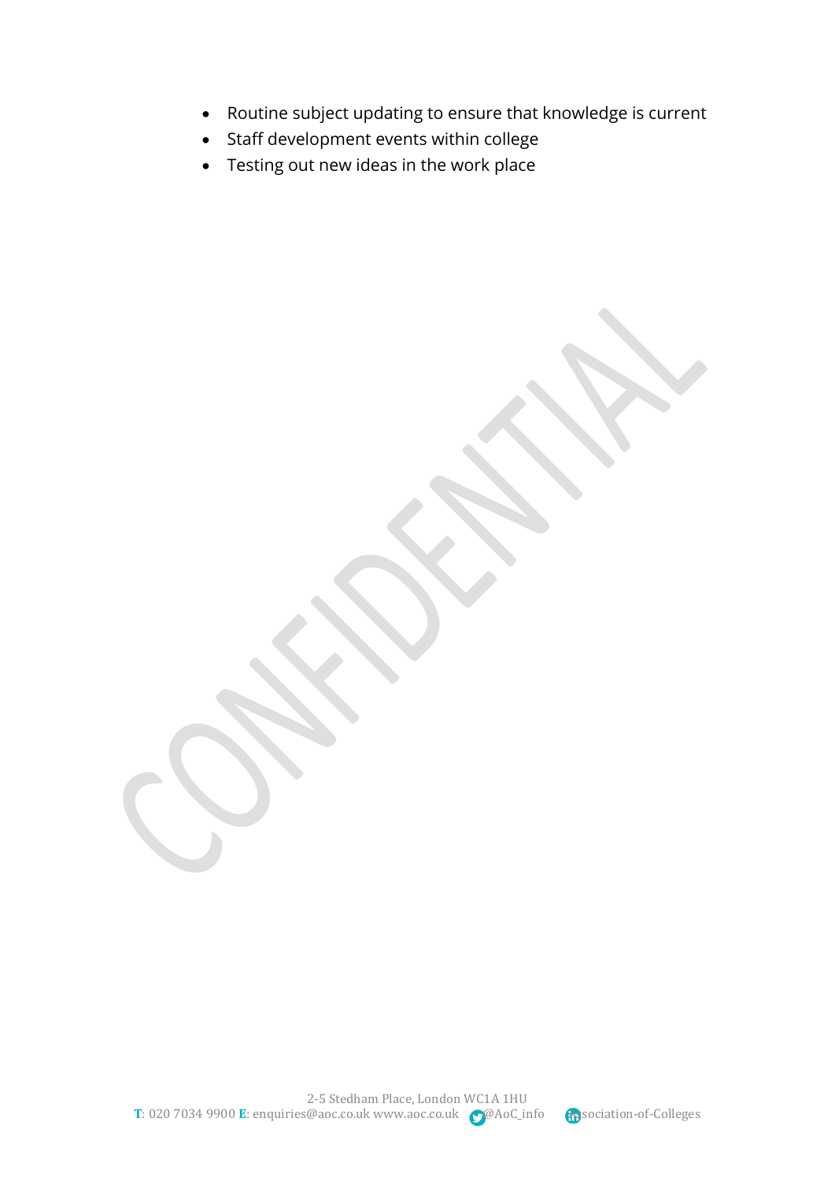- Routine subject updating to ensure that knowledge is current
- Staff development events within college
- Testing out new ideas in the work place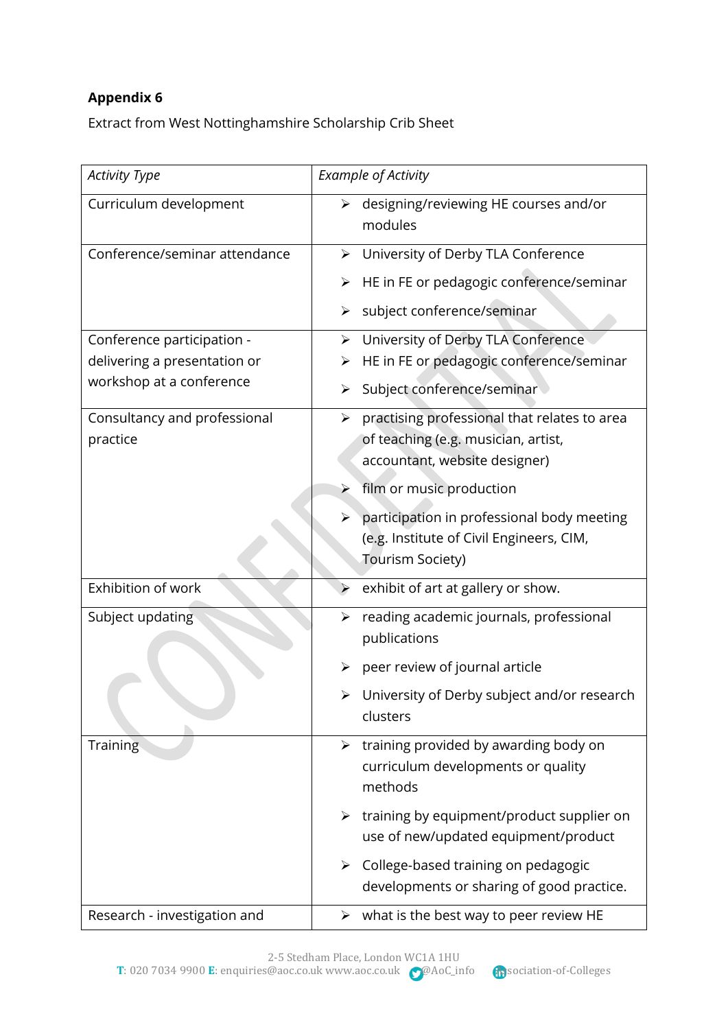**Appendix 6**

Extract from West Nottinghamshire Scholarship Crib Sheet

| *Activity Type* | *Example of Activity* |
|---|---|
| Curriculum development | ➢ designing/reviewing HE courses and/or modules |
| Conference/seminar attendance | ➢ University of Derby TLA Conference<br>➢ HE in FE or pedagogic conference/seminar<br>➢ subject conference/seminar |
| Conference participation - delivering a presentation or workshop at a conference | ➢ University of Derby TLA Conference<br>➢ HE in FE or pedagogic conference/seminar<br>➢ Subject conference/seminar |
| Consultancy and professional practice | ➢ practising professional that relates to area of teaching (e.g. musician, artist, accountant, website designer)<br>➢ film or music production<br>➢ participation in professional body meeting (e.g. Institute of Civil Engineers, CIM, Tourism Society) |
| Exhibition of work | ➢ exhibit of art at gallery or show. |
| Subject updating | ➢ reading academic journals, professional publications<br>➢ peer review of journal article<br>➢ University of Derby subject and/or research clusters |
| Training | ➢ training provided by awarding body on curriculum developments or quality methods<br>➢ training by equipment/product supplier on use of new/updated equipment/product<br>➢ College-based training on pedagogic developments or sharing of good practice. |
| Research - investigation and | ➢ what is the best way to peer review HE |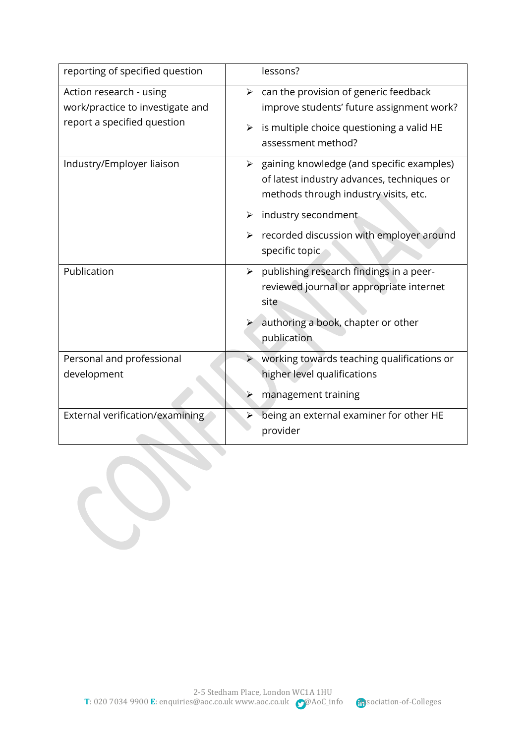| | |
|---|---|
| reporting of specified question | lessons? |
| Action research - using work/practice to investigate and report a specified question | ➢ can the provision of generic feedback improve students' future assignment work?<br>➢ is multiple choice questioning a valid HE assessment method? |
| Industry/Employer liaison | ➢ gaining knowledge (and specific examples) of latest industry advances, techniques or methods through industry visits, etc.<br>➢ industry secondment<br>➢ recorded discussion with employer around specific topic |
| Publication | ➢ publishing research findings in a peer-reviewed journal or appropriate internet site<br>➢ authoring a book, chapter or other publication |
| Personal and professional development | ➢ working towards teaching qualifications or higher level qualifications<br>➢ management training |
| External verification/examining | ➢ being an external examiner for other HE provider |

CONFIDENTIAL

2-5 Stedham Place, London WC1A 1HU
**T**: 020 7034 9900 **E**: enquiries@aoc.co.uk www.aoc.co.uk @AoC_info sociation-of-Colleges